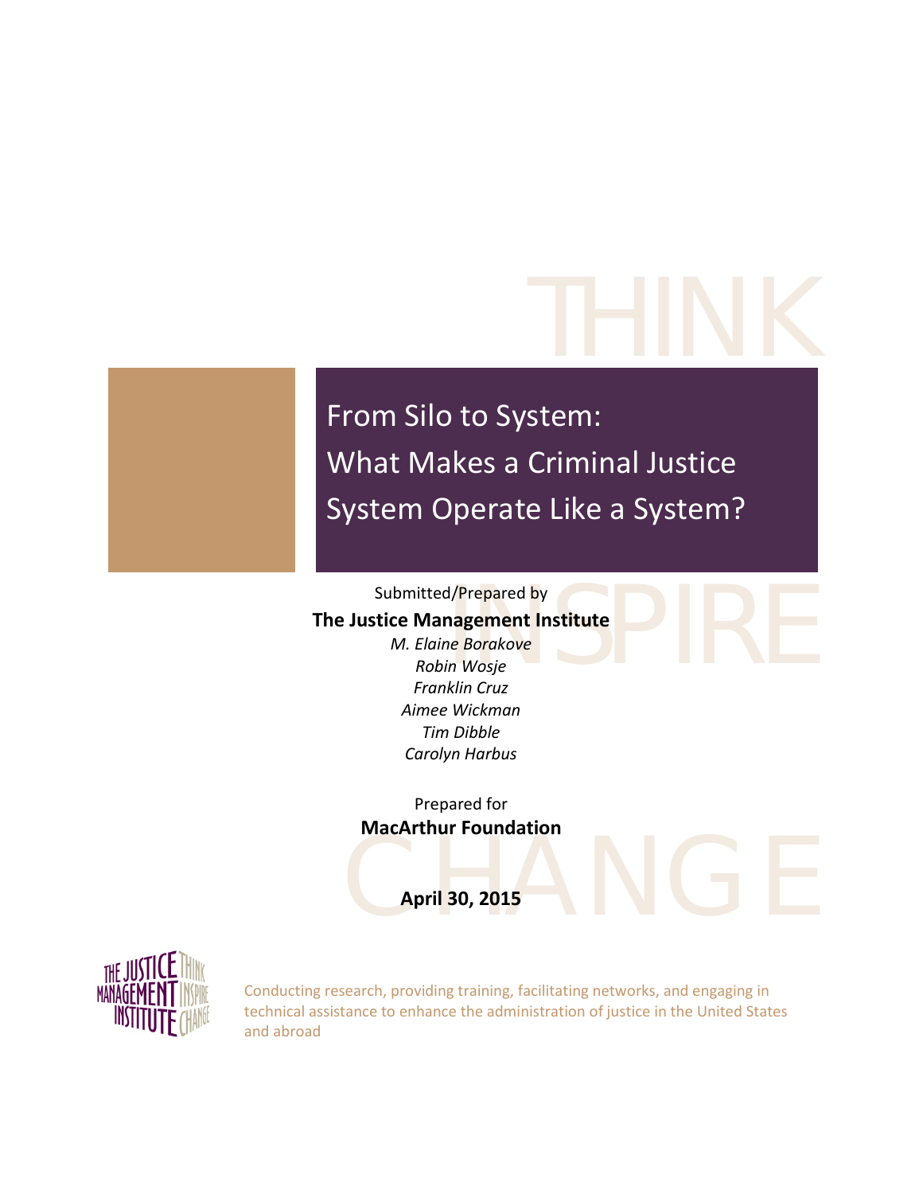# From Silo to System: What Makes a Criminal Justice System Operate Like a System?

Submitted/Prepared by

**The Justice Management Institute**

*M. Elaine Borakove*
*Robin Wosje*
*Franklin Cruz*
*Aimee Wickman*
*Tim Dibble*
*Carolyn Harbus*

Prepared for

**MacArthur Foundation**

**April 30, 2015**

Conducting research, providing training, facilitating networks, and engaging in technical assistance to enhance the administration of justice in the United States and abroad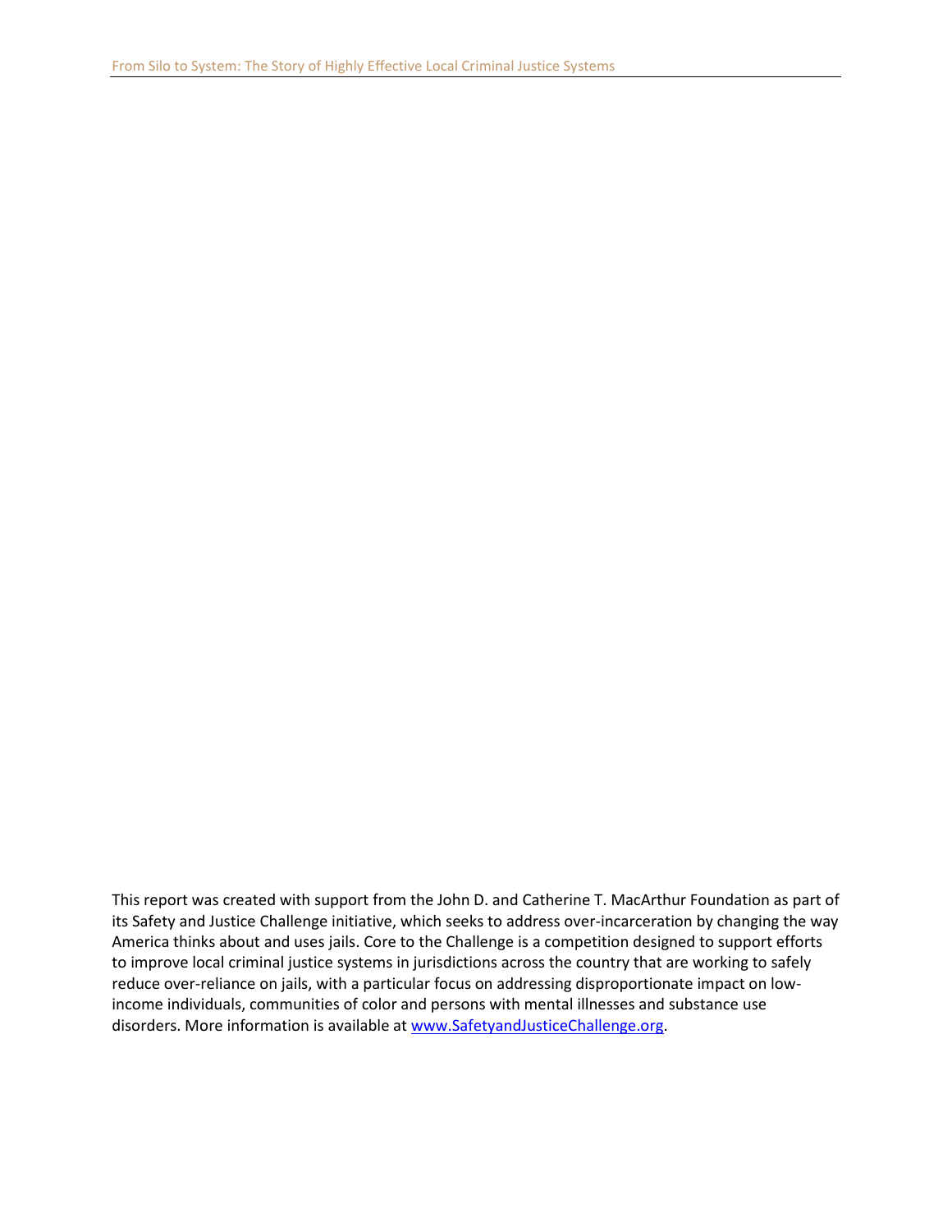This report was created with support from the John D. and Catherine T. MacArthur Foundation as part of its Safety and Justice Challenge initiative, which seeks to address over-incarceration by changing the way America thinks about and uses jails. Core to the Challenge is a competition designed to support efforts to improve local criminal justice systems in jurisdictions across the country that are working to safely reduce over-reliance on jails, with a particular focus on addressing disproportionate impact on low-income individuals, communities of color and persons with mental illnesses and substance use disorders. More information is available at [www.SafetyandJusticeChallenge.org](http://www.SafetyandJusticeChallenge.org).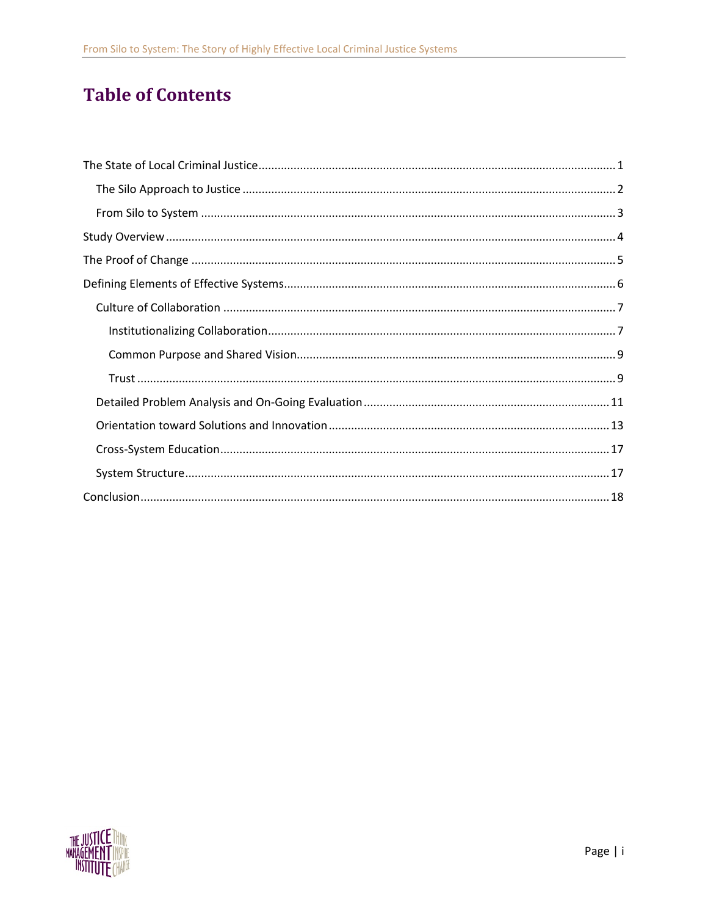# Table of Contents

- The State of Local Criminal Justice ..... 1
  - The Silo Approach to Justice ..... 2
  - From Silo to System ..... 3
- Study Overview ..... 4
- The Proof of Change ..... 5
- Defining Elements of Effective Systems ..... 6
  - Culture of Collaboration ..... 7
    - Institutionalizing Collaboration ..... 7
    - Common Purpose and Shared Vision ..... 9
    - Trust ..... 9
  - Detailed Problem Analysis and On-Going Evaluation ..... 11
  - Orientation toward Solutions and Innovation ..... 13
  - Cross-System Education ..... 17
  - System Structure ..... 17
- Conclusion ..... 18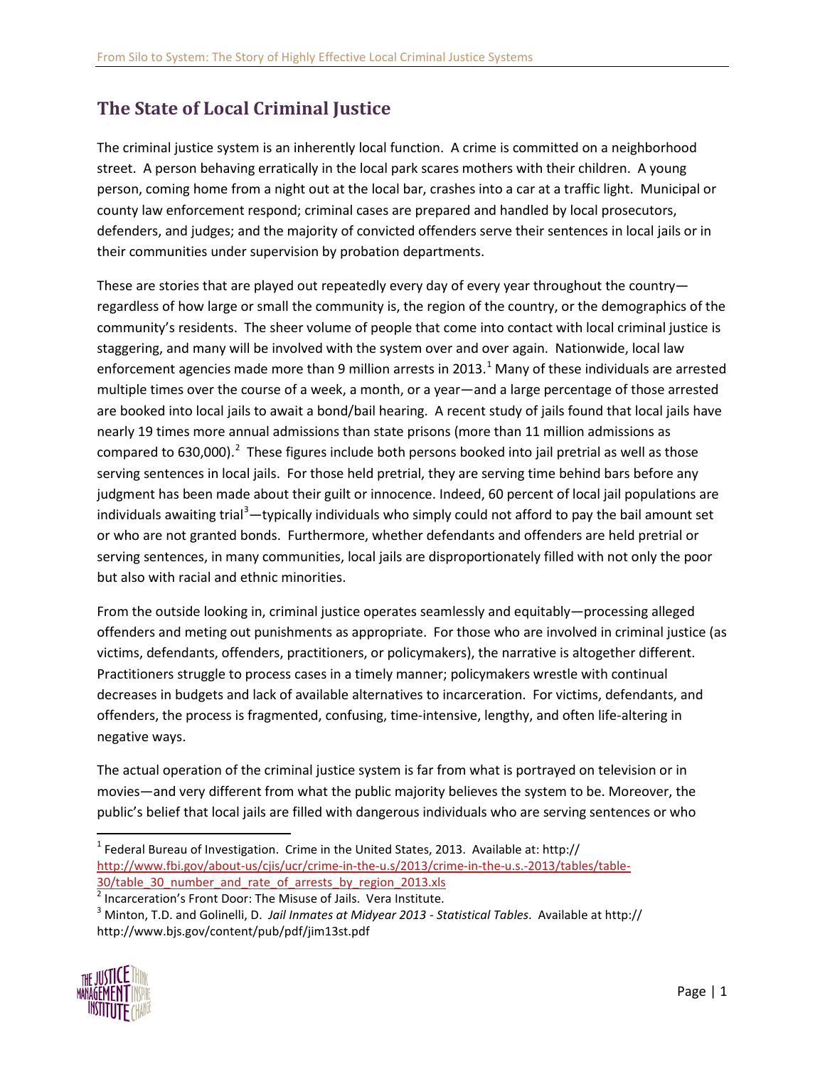## The State of Local Criminal Justice

The criminal justice system is an inherently local function. A crime is committed on a neighborhood street. A person behaving erratically in the local park scares mothers with their children. A young person, coming home from a night out at the local bar, crashes into a car at a traffic light. Municipal or county law enforcement respond; criminal cases are prepared and handled by local prosecutors, defenders, and judges; and the majority of convicted offenders serve their sentences in local jails or in their communities under supervision by probation departments.

These are stories that are played out repeatedly every day of every year throughout the country—regardless of how large or small the community is, the region of the country, or the demographics of the community's residents. The sheer volume of people that come into contact with local criminal justice is staggering, and many will be involved with the system over and over again. Nationwide, local law enforcement agencies made more than 9 million arrests in 2013.[1] Many of these individuals are arrested multiple times over the course of a week, a month, or a year—and a large percentage of those arrested are booked into local jails to await a bond/bail hearing. A recent study of jails found that local jails have nearly 19 times more annual admissions than state prisons (more than 11 million admissions as compared to 630,000).[2] These figures include both persons booked into jail pretrial as well as those serving sentences in local jails. For those held pretrial, they are serving time behind bars before any judgment has been made about their guilt or innocence. Indeed, 60 percent of local jail populations are individuals awaiting trial[3]—typically individuals who simply could not afford to pay the bail amount set or who are not granted bonds. Furthermore, whether defendants and offenders are held pretrial or serving sentences, in many communities, local jails are disproportionately filled with not only the poor but also with racial and ethnic minorities.

From the outside looking in, criminal justice operates seamlessly and equitably—processing alleged offenders and meting out punishments as appropriate. For those who are involved in criminal justice (as victims, defendants, offenders, practitioners, or policymakers), the narrative is altogether different. Practitioners struggle to process cases in a timely manner; policymakers wrestle with continual decreases in budgets and lack of available alternatives to incarceration. For victims, defendants, and offenders, the process is fragmented, confusing, time-intensive, lengthy, and often life-altering in negative ways.

The actual operation of the criminal justice system is far from what is portrayed on television or in movies—and very different from what the public majority believes the system to be. Moreover, the public's belief that local jails are filled with dangerous individuals who are serving sentences or who

---

[1] Federal Bureau of Investigation. Crime in the United States, 2013. Available at: http:// http://www.fbi.gov/about-us/cjis/ucr/crime-in-the-u.s/2013/crime-in-the-u.s.-2013/tables/table-30/table_30_number_and_rate_of_arrests_by_region_2013.xls

[2] Incarceration's Front Door: The Misuse of Jails. Vera Institute.

[3] Minton, T.D. and Golinelli, D. *Jail Inmates at Midyear 2013 - Statistical Tables*. Available at http:// http://www.bjs.gov/content/pub/pdf/jim13st.pdf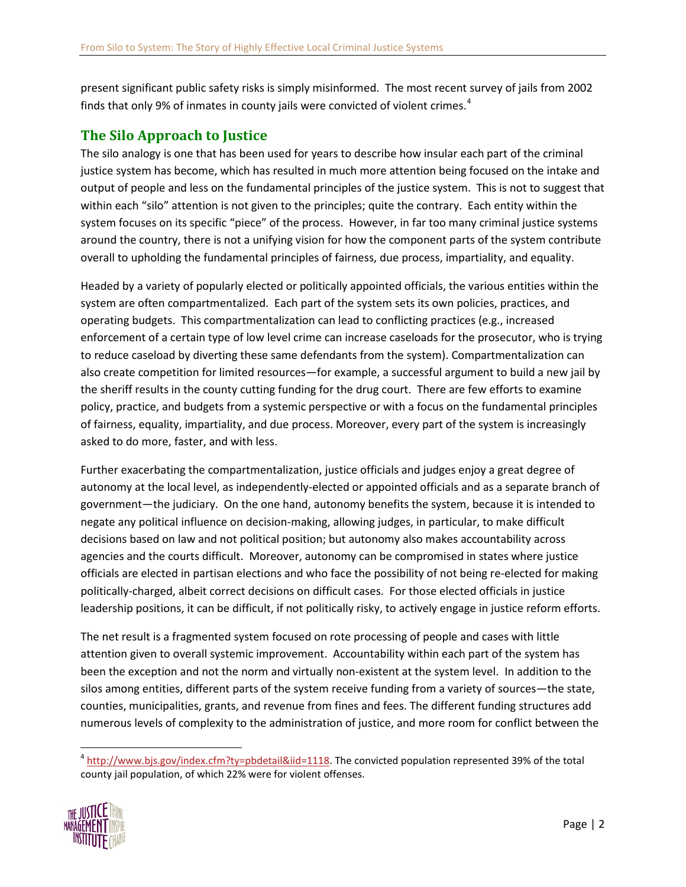present significant public safety risks is simply misinformed. The most recent survey of jails from 2002 finds that only 9% of inmates in county jails were convicted of violent crimes.[4]

## The Silo Approach to Justice

The silo analogy is one that has been used for years to describe how insular each part of the criminal justice system has become, which has resulted in much more attention being focused on the intake and output of people and less on the fundamental principles of the justice system. This is not to suggest that within each "silo" attention is not given to the principles; quite the contrary. Each entity within the system focuses on its specific "piece" of the process. However, in far too many criminal justice systems around the country, there is not a unifying vision for how the component parts of the system contribute overall to upholding the fundamental principles of fairness, due process, impartiality, and equality.

Headed by a variety of popularly elected or politically appointed officials, the various entities within the system are often compartmentalized. Each part of the system sets its own policies, practices, and operating budgets. This compartmentalization can lead to conflicting practices (e.g., increased enforcement of a certain type of low level crime can increase caseloads for the prosecutor, who is trying to reduce caseload by diverting these same defendants from the system). Compartmentalization can also create competition for limited resources—for example, a successful argument to build a new jail by the sheriff results in the county cutting funding for the drug court. There are few efforts to examine policy, practice, and budgets from a systemic perspective or with a focus on the fundamental principles of fairness, equality, impartiality, and due process. Moreover, every part of the system is increasingly asked to do more, faster, and with less.

Further exacerbating the compartmentalization, justice officials and judges enjoy a great degree of autonomy at the local level, as independently-elected or appointed officials and as a separate branch of government—the judiciary. On the one hand, autonomy benefits the system, because it is intended to negate any political influence on decision-making, allowing judges, in particular, to make difficult decisions based on law and not political position; but autonomy also makes accountability across agencies and the courts difficult. Moreover, autonomy can be compromised in states where justice officials are elected in partisan elections and who face the possibility of not being re-elected for making politically-charged, albeit correct decisions on difficult cases. For those elected officials in justice leadership positions, it can be difficult, if not politically risky, to actively engage in justice reform efforts.

The net result is a fragmented system focused on rote processing of people and cases with little attention given to overall systemic improvement. Accountability within each part of the system has been the exception and not the norm and virtually non-existent at the system level. In addition to the silos among entities, different parts of the system receive funding from a variety of sources—the state, counties, municipalities, grants, and revenue from fines and fees. The different funding structures add numerous levels of complexity to the administration of justice, and more room for conflict between the

---

[4] http://www.bjs.gov/index.cfm?ty=pbdetail&iid=1118. The convicted population represented 39% of the total county jail population, of which 22% were for violent offenses.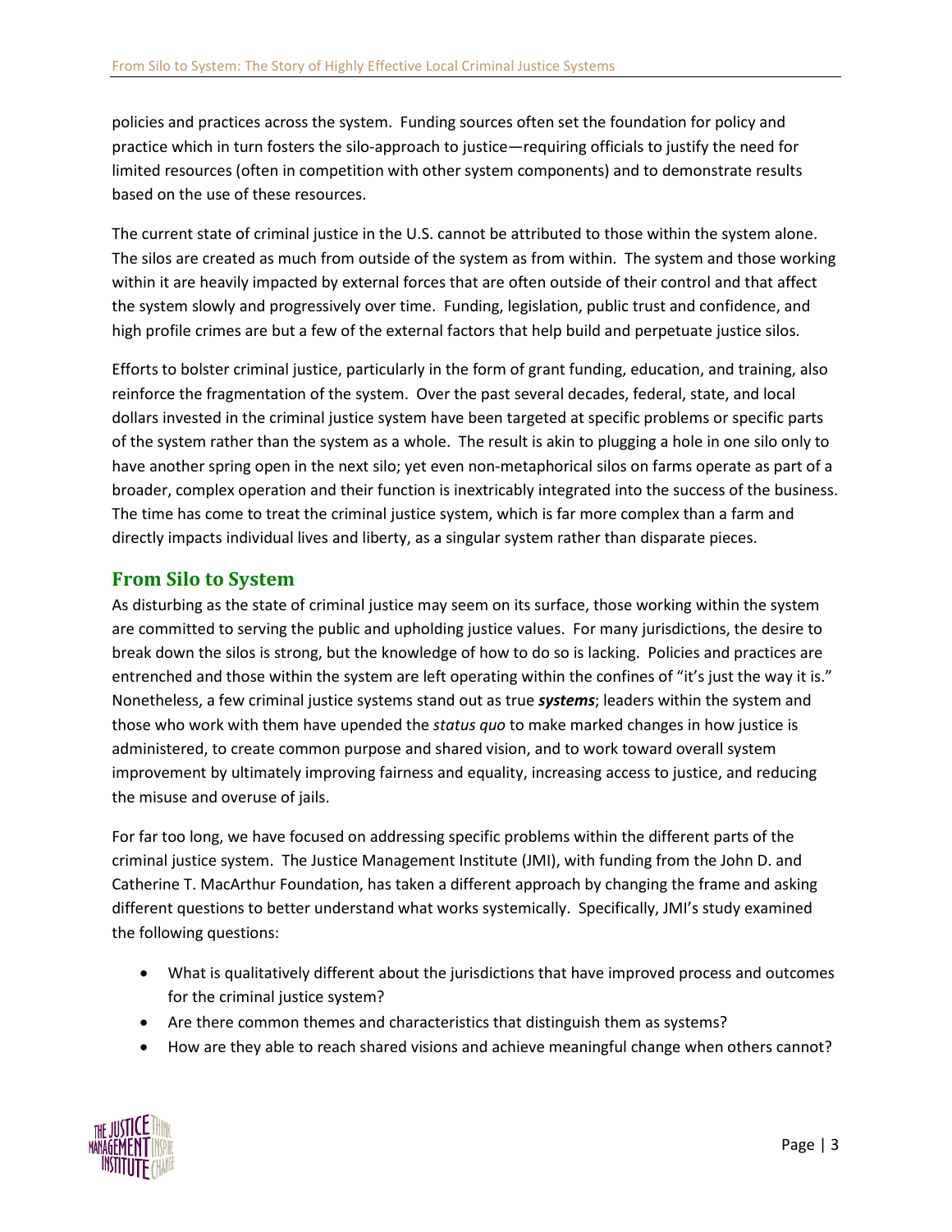policies and practices across the system. Funding sources often set the foundation for policy and practice which in turn fosters the silo-approach to justice—requiring officials to justify the need for limited resources (often in competition with other system components) and to demonstrate results based on the use of these resources.

The current state of criminal justice in the U.S. cannot be attributed to those within the system alone. The silos are created as much from outside of the system as from within. The system and those working within it are heavily impacted by external forces that are often outside of their control and that affect the system slowly and progressively over time. Funding, legislation, public trust and confidence, and high profile crimes are but a few of the external factors that help build and perpetuate justice silos.

Efforts to bolster criminal justice, particularly in the form of grant funding, education, and training, also reinforce the fragmentation of the system. Over the past several decades, federal, state, and local dollars invested in the criminal justice system have been targeted at specific problems or specific parts of the system rather than the system as a whole. The result is akin to plugging a hole in one silo only to have another spring open in the next silo; yet even non-metaphorical silos on farms operate as part of a broader, complex operation and their function is inextricably integrated into the success of the business. The time has come to treat the criminal justice system, which is far more complex than a farm and directly impacts individual lives and liberty, as a singular system rather than disparate pieces.

## From Silo to System

As disturbing as the state of criminal justice may seem on its surface, those working within the system are committed to serving the public and upholding justice values. For many jurisdictions, the desire to break down the silos is strong, but the knowledge of how to do so is lacking. Policies and practices are entrenched and those within the system are left operating within the confines of "it's just the way it is." Nonetheless, a few criminal justice systems stand out as true ***systems***; leaders within the system and those who work with them have upended the *status quo* to make marked changes in how justice is administered, to create common purpose and shared vision, and to work toward overall system improvement by ultimately improving fairness and equality, increasing access to justice, and reducing the misuse and overuse of jails.

For far too long, we have focused on addressing specific problems within the different parts of the criminal justice system. The Justice Management Institute (JMI), with funding from the John D. and Catherine T. MacArthur Foundation, has taken a different approach by changing the frame and asking different questions to better understand what works systemically. Specifically, JMI's study examined the following questions:

- What is qualitatively different about the jurisdictions that have improved process and outcomes for the criminal justice system?
- Are there common themes and characteristics that distinguish them as systems?
- How are they able to reach shared visions and achieve meaningful change when others cannot?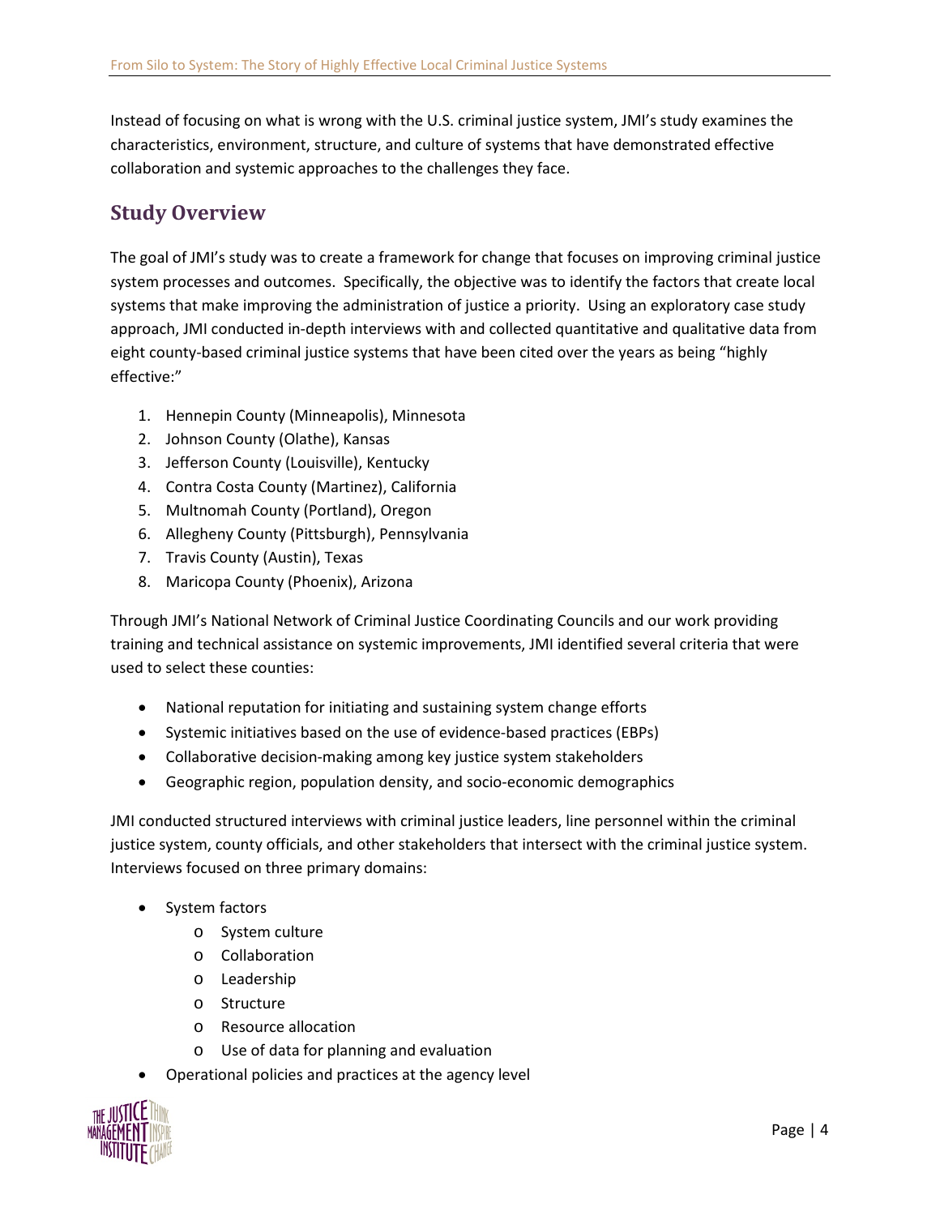Instead of focusing on what is wrong with the U.S. criminal justice system, JMI's study examines the characteristics, environment, structure, and culture of systems that have demonstrated effective collaboration and systemic approaches to the challenges they face.

## Study Overview

The goal of JMI's study was to create a framework for change that focuses on improving criminal justice system processes and outcomes. Specifically, the objective was to identify the factors that create local systems that make improving the administration of justice a priority. Using an exploratory case study approach, JMI conducted in-depth interviews with and collected quantitative and qualitative data from eight county-based criminal justice systems that have been cited over the years as being "highly effective:"

1. Hennepin County (Minneapolis), Minnesota
2. Johnson County (Olathe), Kansas
3. Jefferson County (Louisville), Kentucky
4. Contra Costa County (Martinez), California
5. Multnomah County (Portland), Oregon
6. Allegheny County (Pittsburgh), Pennsylvania
7. Travis County (Austin), Texas
8. Maricopa County (Phoenix), Arizona

Through JMI's National Network of Criminal Justice Coordinating Councils and our work providing training and technical assistance on systemic improvements, JMI identified several criteria that were used to select these counties:

- National reputation for initiating and sustaining system change efforts
- Systemic initiatives based on the use of evidence-based practices (EBPs)
- Collaborative decision-making among key justice system stakeholders
- Geographic region, population density, and socio-economic demographics

JMI conducted structured interviews with criminal justice leaders, line personnel within the criminal justice system, county officials, and other stakeholders that intersect with the criminal justice system. Interviews focused on three primary domains:

- System factors
  - System culture
  - Collaboration
  - Leadership
  - Structure
  - Resource allocation
  - Use of data for planning and evaluation
- Operational policies and practices at the agency level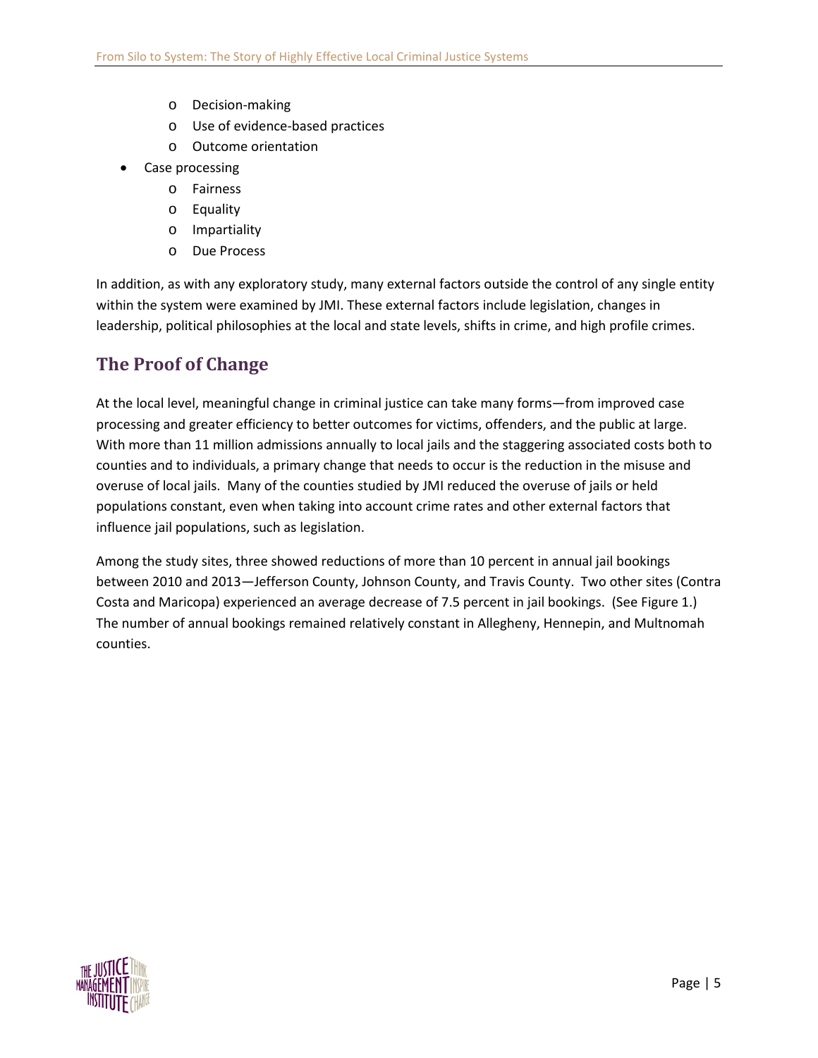- Decision-making
    - Use of evidence-based practices
    - Outcome orientation
- Case processing
    - Fairness
    - Equality
    - Impartiality
    - Due Process

In addition, as with any exploratory study, many external factors outside the control of any single entity within the system were examined by JMI. These external factors include legislation, changes in leadership, political philosophies at the local and state levels, shifts in crime, and high profile crimes.

## The Proof of Change

At the local level, meaningful change in criminal justice can take many forms—from improved case processing and greater efficiency to better outcomes for victims, offenders, and the public at large. With more than 11 million admissions annually to local jails and the staggering associated costs both to counties and to individuals, a primary change that needs to occur is the reduction in the misuse and overuse of local jails. Many of the counties studied by JMI reduced the overuse of jails or held populations constant, even when taking into account crime rates and other external factors that influence jail populations, such as legislation.

Among the study sites, three showed reductions of more than 10 percent in annual jail bookings between 2010 and 2013—Jefferson County, Johnson County, and Travis County. Two other sites (Contra Costa and Maricopa) experienced an average decrease of 7.5 percent in jail bookings. (See Figure 1.) The number of annual bookings remained relatively constant in Allegheny, Hennepin, and Multnomah counties.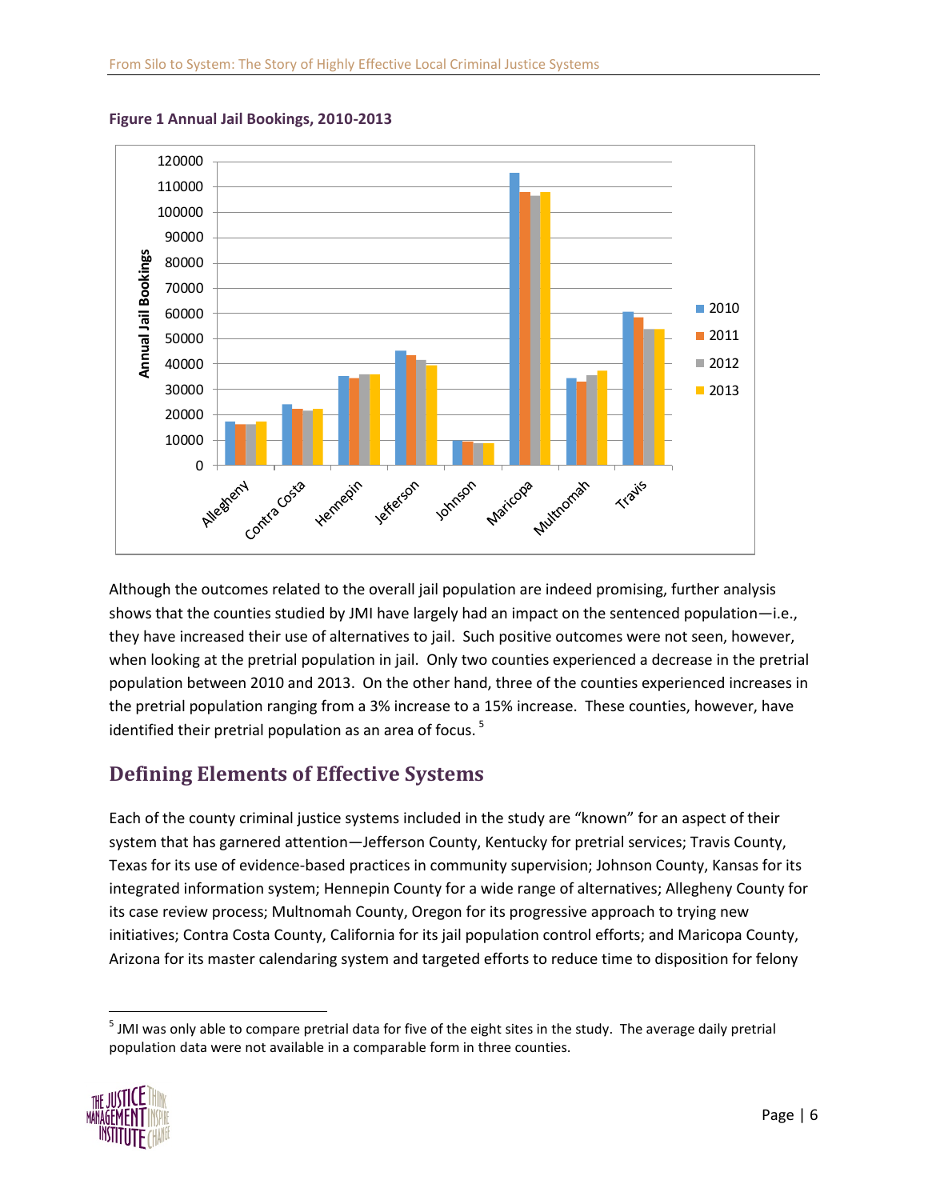**Figure 1 Annual Jail Bookings, 2010-2013**

Although the outcomes related to the overall jail population are indeed promising, further analysis shows that the counties studied by JMI have largely had an impact on the sentenced population—i.e., they have increased their use of alternatives to jail. Such positive outcomes were not seen, however, when looking at the pretrial population in jail. Only two counties experienced a decrease in the pretrial population between 2010 and 2013. On the other hand, three of the counties experienced increases in the pretrial population ranging from a 3% increase to a 15% increase. These counties, however, have identified their pretrial population as an area of focus. [5]

## Defining Elements of Effective Systems

Each of the county criminal justice systems included in the study are "known" for an aspect of their system that has garnered attention—Jefferson County, Kentucky for pretrial services; Travis County, Texas for its use of evidence-based practices in community supervision; Johnson County, Kansas for its integrated information system; Hennepin County for a wide range of alternatives; Allegheny County for its case review process; Multnomah County, Oregon for its progressive approach to trying new initiatives; Contra Costa County, California for its jail population control efforts; and Maricopa County, Arizona for its master calendaring system and targeted efforts to reduce time to disposition for felony

[5] JMI was only able to compare pretrial data for five of the eight sites in the study. The average daily pretrial population data were not available in a comparable form in three counties.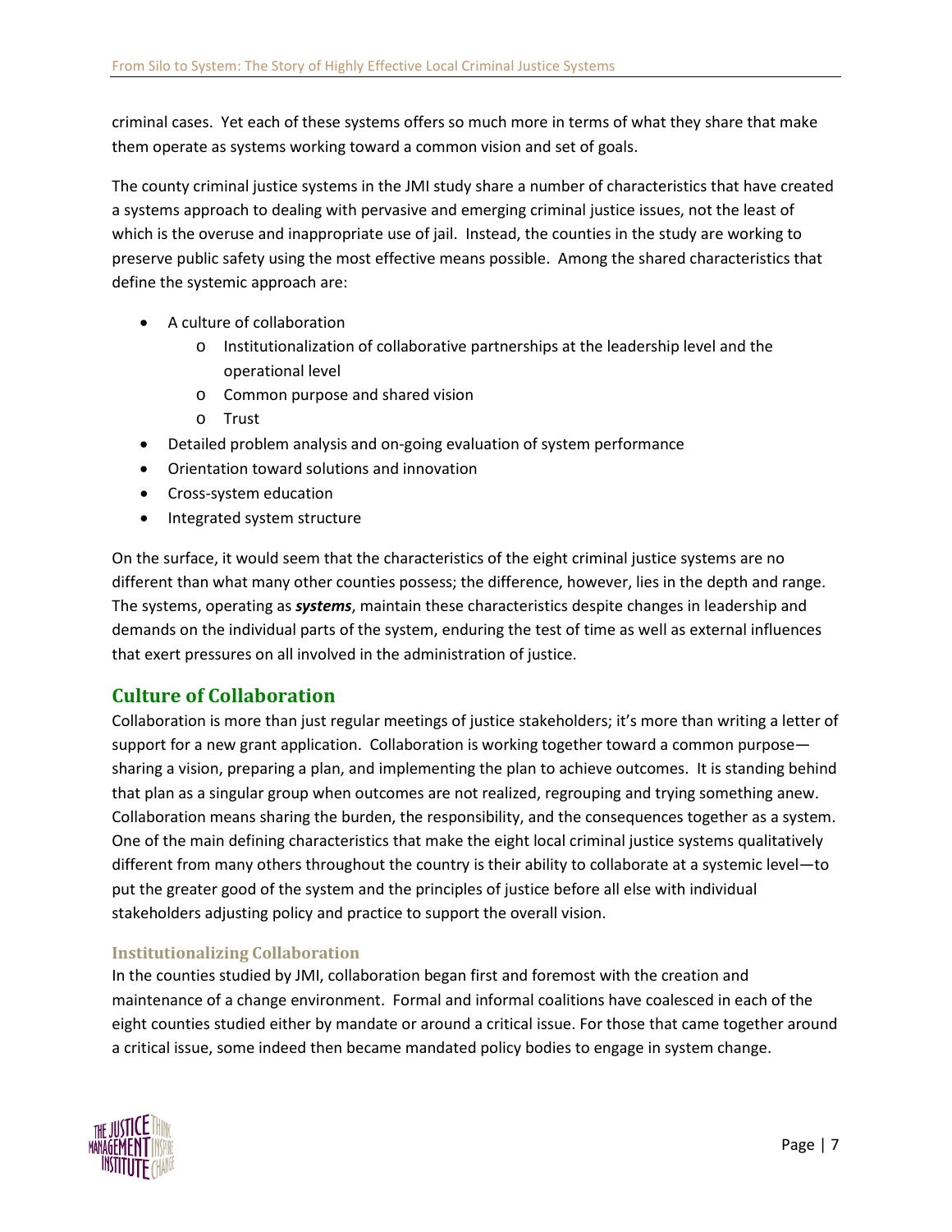criminal cases. Yet each of these systems offers so much more in terms of what they share that make them operate as systems working toward a common vision and set of goals.

The county criminal justice systems in the JMI study share a number of characteristics that have created a systems approach to dealing with pervasive and emerging criminal justice issues, not the least of which is the overuse and inappropriate use of jail. Instead, the counties in the study are working to preserve public safety using the most effective means possible. Among the shared characteristics that define the systemic approach are:

- A culture of collaboration
  - Institutionalization of collaborative partnerships at the leadership level and the operational level
  - Common purpose and shared vision
  - Trust
- Detailed problem analysis and on-going evaluation of system performance
- Orientation toward solutions and innovation
- Cross-system education
- Integrated system structure

On the surface, it would seem that the characteristics of the eight criminal justice systems are no different than what many other counties possess; the difference, however, lies in the depth and range. The systems, operating as ***systems***, maintain these characteristics despite changes in leadership and demands on the individual parts of the system, enduring the test of time as well as external influences that exert pressures on all involved in the administration of justice.

## Culture of Collaboration

Collaboration is more than just regular meetings of justice stakeholders; it's more than writing a letter of support for a new grant application. Collaboration is working together toward a common purpose—sharing a vision, preparing a plan, and implementing the plan to achieve outcomes. It is standing behind that plan as a singular group when outcomes are not realized, regrouping and trying something anew. Collaboration means sharing the burden, the responsibility, and the consequences together as a system. One of the main defining characteristics that make the eight local criminal justice systems qualitatively different from many others throughout the country is their ability to collaborate at a systemic level—to put the greater good of the system and the principles of justice before all else with individual stakeholders adjusting policy and practice to support the overall vision.

### Institutionalizing Collaboration

In the counties studied by JMI, collaboration began first and foremost with the creation and maintenance of a change environment. Formal and informal coalitions have coalesced in each of the eight counties studied either by mandate or around a critical issue. For those that came together around a critical issue, some indeed then became mandated policy bodies to engage in system change.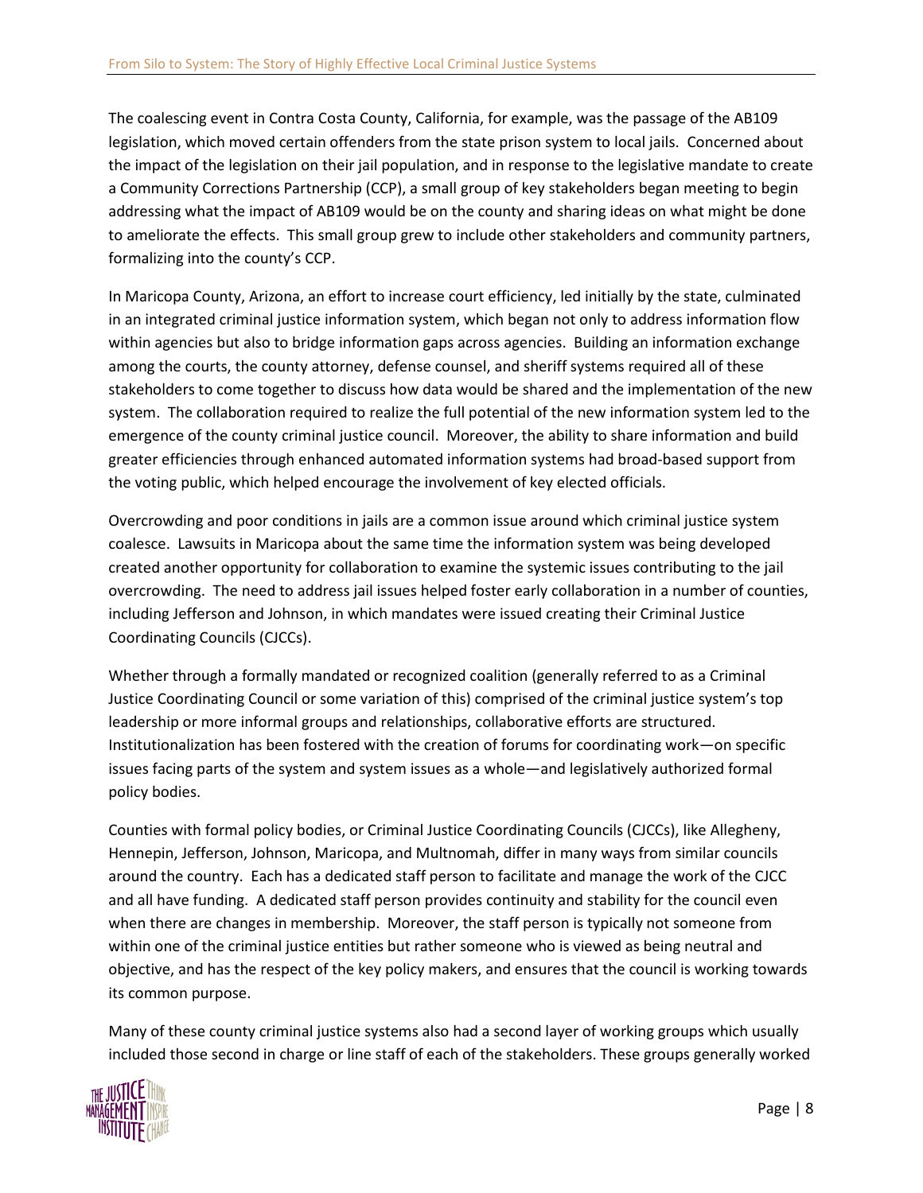The coalescing event in Contra Costa County, California, for example, was the passage of the AB109 legislation, which moved certain offenders from the state prison system to local jails. Concerned about the impact of the legislation on their jail population, and in response to the legislative mandate to create a Community Corrections Partnership (CCP), a small group of key stakeholders began meeting to begin addressing what the impact of AB109 would be on the county and sharing ideas on what might be done to ameliorate the effects. This small group grew to include other stakeholders and community partners, formalizing into the county's CCP.

In Maricopa County, Arizona, an effort to increase court efficiency, led initially by the state, culminated in an integrated criminal justice information system, which began not only to address information flow within agencies but also to bridge information gaps across agencies. Building an information exchange among the courts, the county attorney, defense counsel, and sheriff systems required all of these stakeholders to come together to discuss how data would be shared and the implementation of the new system. The collaboration required to realize the full potential of the new information system led to the emergence of the county criminal justice council. Moreover, the ability to share information and build greater efficiencies through enhanced automated information systems had broad-based support from the voting public, which helped encourage the involvement of key elected officials.

Overcrowding and poor conditions in jails are a common issue around which criminal justice system coalesce. Lawsuits in Maricopa about the same time the information system was being developed created another opportunity for collaboration to examine the systemic issues contributing to the jail overcrowding. The need to address jail issues helped foster early collaboration in a number of counties, including Jefferson and Johnson, in which mandates were issued creating their Criminal Justice Coordinating Councils (CJCCs).

Whether through a formally mandated or recognized coalition (generally referred to as a Criminal Justice Coordinating Council or some variation of this) comprised of the criminal justice system's top leadership or more informal groups and relationships, collaborative efforts are structured. Institutionalization has been fostered with the creation of forums for coordinating work—on specific issues facing parts of the system and system issues as a whole—and legislatively authorized formal policy bodies.

Counties with formal policy bodies, or Criminal Justice Coordinating Councils (CJCCs), like Allegheny, Hennepin, Jefferson, Johnson, Maricopa, and Multnomah, differ in many ways from similar councils around the country. Each has a dedicated staff person to facilitate and manage the work of the CJCC and all have funding. A dedicated staff person provides continuity and stability for the council even when there are changes in membership. Moreover, the staff person is typically not someone from within one of the criminal justice entities but rather someone who is viewed as being neutral and objective, and has the respect of the key policy makers, and ensures that the council is working towards its common purpose.

Many of these county criminal justice systems also had a second layer of working groups which usually included those second in charge or line staff of each of the stakeholders. These groups generally worked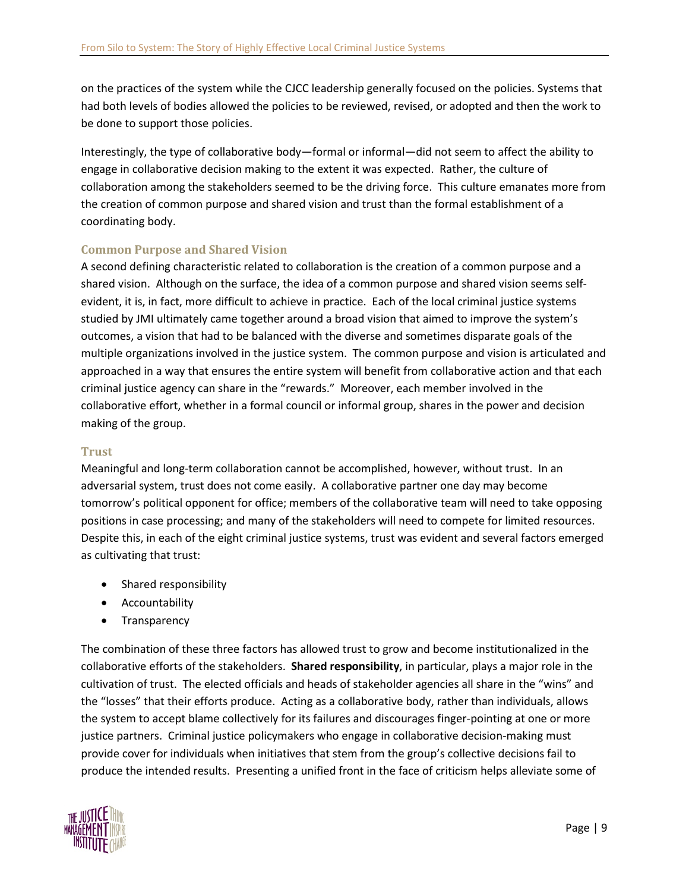on the practices of the system while the CJCC leadership generally focused on the policies. Systems that had both levels of bodies allowed the policies to be reviewed, revised, or adopted and then the work to be done to support those policies.

Interestingly, the type of collaborative body—formal or informal—did not seem to affect the ability to engage in collaborative decision making to the extent it was expected. Rather, the culture of collaboration among the stakeholders seemed to be the driving force. This culture emanates more from the creation of common purpose and shared vision and trust than the formal establishment of a coordinating body.

### Common Purpose and Shared Vision

A second defining characteristic related to collaboration is the creation of a common purpose and a shared vision. Although on the surface, the idea of a common purpose and shared vision seems self-evident, it is, in fact, more difficult to achieve in practice. Each of the local criminal justice systems studied by JMI ultimately came together around a broad vision that aimed to improve the system's outcomes, a vision that had to be balanced with the diverse and sometimes disparate goals of the multiple organizations involved in the justice system. The common purpose and vision is articulated and approached in a way that ensures the entire system will benefit from collaborative action and that each criminal justice agency can share in the "rewards." Moreover, each member involved in the collaborative effort, whether in a formal council or informal group, shares in the power and decision making of the group.

### Trust

Meaningful and long-term collaboration cannot be accomplished, however, without trust. In an adversarial system, trust does not come easily. A collaborative partner one day may become tomorrow's political opponent for office; members of the collaborative team will need to take opposing positions in case processing; and many of the stakeholders will need to compete for limited resources. Despite this, in each of the eight criminal justice systems, trust was evident and several factors emerged as cultivating that trust:

- Shared responsibility
- Accountability
- Transparency

The combination of these three factors has allowed trust to grow and become institutionalized in the collaborative efforts of the stakeholders. **Shared responsibility**, in particular, plays a major role in the cultivation of trust. The elected officials and heads of stakeholder agencies all share in the "wins" and the "losses" that their efforts produce. Acting as a collaborative body, rather than individuals, allows the system to accept blame collectively for its failures and discourages finger-pointing at one or more justice partners. Criminal justice policymakers who engage in collaborative decision-making must provide cover for individuals when initiatives that stem from the group's collective decisions fail to produce the intended results. Presenting a unified front in the face of criticism helps alleviate some of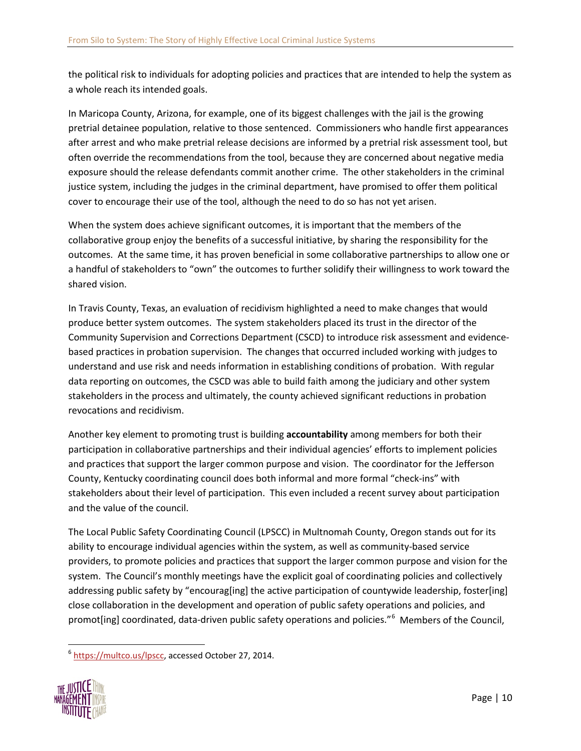the political risk to individuals for adopting policies and practices that are intended to help the system as a whole reach its intended goals.

In Maricopa County, Arizona, for example, one of its biggest challenges with the jail is the growing pretrial detainee population, relative to those sentenced. Commissioners who handle first appearances after arrest and who make pretrial release decisions are informed by a pretrial risk assessment tool, but often override the recommendations from the tool, because they are concerned about negative media exposure should the release defendants commit another crime. The other stakeholders in the criminal justice system, including the judges in the criminal department, have promised to offer them political cover to encourage their use of the tool, although the need to do so has not yet arisen.

When the system does achieve significant outcomes, it is important that the members of the collaborative group enjoy the benefits of a successful initiative, by sharing the responsibility for the outcomes. At the same time, it has proven beneficial in some collaborative partnerships to allow one or a handful of stakeholders to "own" the outcomes to further solidify their willingness to work toward the shared vision.

In Travis County, Texas, an evaluation of recidivism highlighted a need to make changes that would produce better system outcomes. The system stakeholders placed its trust in the director of the Community Supervision and Corrections Department (CSCD) to introduce risk assessment and evidence-based practices in probation supervision. The changes that occurred included working with judges to understand and use risk and needs information in establishing conditions of probation. With regular data reporting on outcomes, the CSCD was able to build faith among the judiciary and other system stakeholders in the process and ultimately, the county achieved significant reductions in probation revocations and recidivism.

Another key element to promoting trust is building **accountability** among members for both their participation in collaborative partnerships and their individual agencies' efforts to implement policies and practices that support the larger common purpose and vision. The coordinator for the Jefferson County, Kentucky coordinating council does both informal and more formal "check-ins" with stakeholders about their level of participation. This even included a recent survey about participation and the value of the council.

The Local Public Safety Coordinating Council (LPSCC) in Multnomah County, Oregon stands out for its ability to encourage individual agencies within the system, as well as community-based service providers, to promote policies and practices that support the larger common purpose and vision for the system. The Council's monthly meetings have the explicit goal of coordinating policies and collectively addressing public safety by "encourag[ing] the active participation of countywide leadership, foster[ing] close collaboration in the development and operation of public safety operations and policies, and promot[ing] coordinated, data-driven public safety operations and policies."[6] Members of the Council,

[6] https://multco.us/lpscc, accessed October 27, 2014.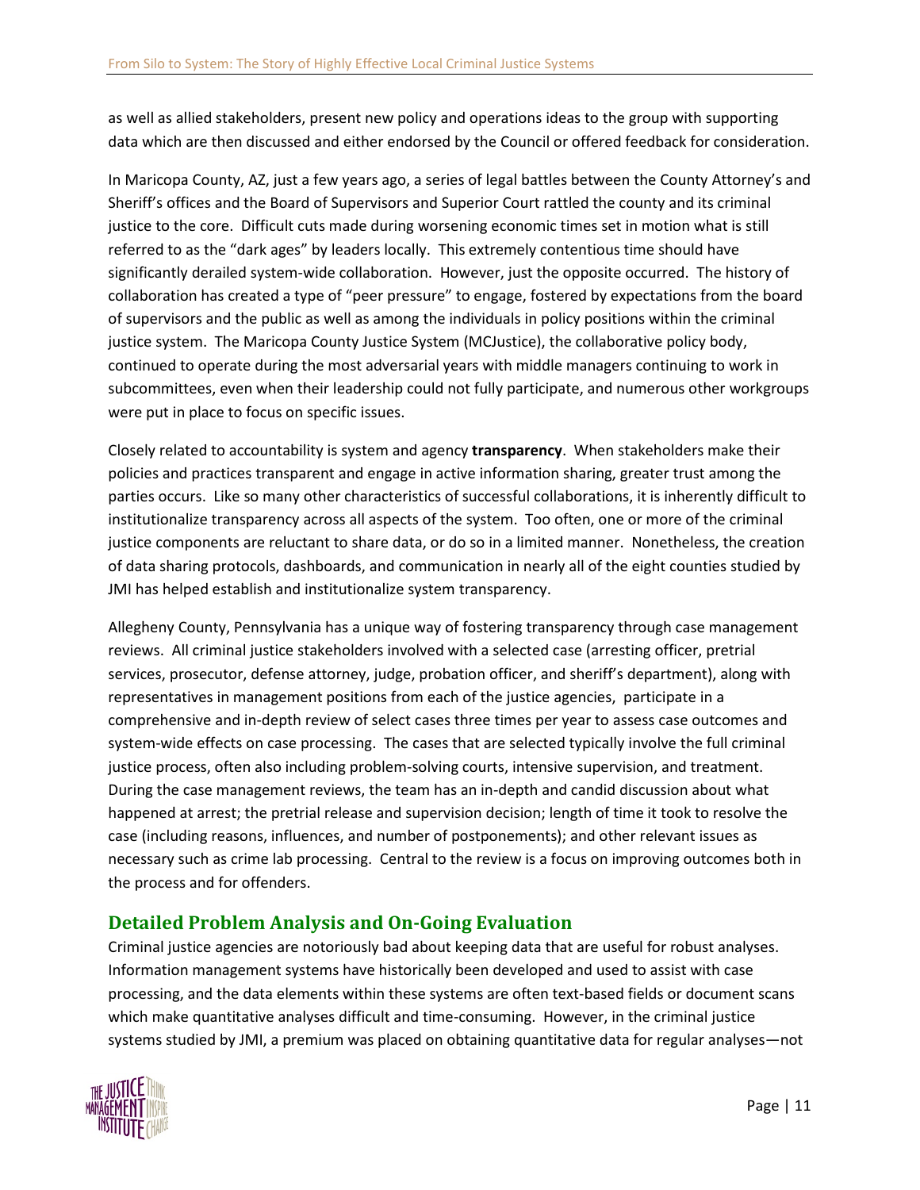as well as allied stakeholders, present new policy and operations ideas to the group with supporting data which are then discussed and either endorsed by the Council or offered feedback for consideration.

In Maricopa County, AZ, just a few years ago, a series of legal battles between the County Attorney's and Sheriff's offices and the Board of Supervisors and Superior Court rattled the county and its criminal justice to the core. Difficult cuts made during worsening economic times set in motion what is still referred to as the "dark ages" by leaders locally. This extremely contentious time should have significantly derailed system-wide collaboration. However, just the opposite occurred. The history of collaboration has created a type of "peer pressure" to engage, fostered by expectations from the board of supervisors and the public as well as among the individuals in policy positions within the criminal justice system. The Maricopa County Justice System (MCJustice), the collaborative policy body, continued to operate during the most adversarial years with middle managers continuing to work in subcommittees, even when their leadership could not fully participate, and numerous other workgroups were put in place to focus on specific issues.

Closely related to accountability is system and agency **transparency**. When stakeholders make their policies and practices transparent and engage in active information sharing, greater trust among the parties occurs. Like so many other characteristics of successful collaborations, it is inherently difficult to institutionalize transparency across all aspects of the system. Too often, one or more of the criminal justice components are reluctant to share data, or do so in a limited manner. Nonetheless, the creation of data sharing protocols, dashboards, and communication in nearly all of the eight counties studied by JMI has helped establish and institutionalize system transparency.

Allegheny County, Pennsylvania has a unique way of fostering transparency through case management reviews. All criminal justice stakeholders involved with a selected case (arresting officer, pretrial services, prosecutor, defense attorney, judge, probation officer, and sheriff's department), along with representatives in management positions from each of the justice agencies, participate in a comprehensive and in-depth review of select cases three times per year to assess case outcomes and system-wide effects on case processing. The cases that are selected typically involve the full criminal justice process, often also including problem-solving courts, intensive supervision, and treatment. During the case management reviews, the team has an in-depth and candid discussion about what happened at arrest; the pretrial release and supervision decision; length of time it took to resolve the case (including reasons, influences, and number of postponements); and other relevant issues as necessary such as crime lab processing. Central to the review is a focus on improving outcomes both in the process and for offenders.

## Detailed Problem Analysis and On-Going Evaluation

Criminal justice agencies are notoriously bad about keeping data that are useful for robust analyses. Information management systems have historically been developed and used to assist with case processing, and the data elements within these systems are often text-based fields or document scans which make quantitative analyses difficult and time-consuming. However, in the criminal justice systems studied by JMI, a premium was placed on obtaining quantitative data for regular analyses—not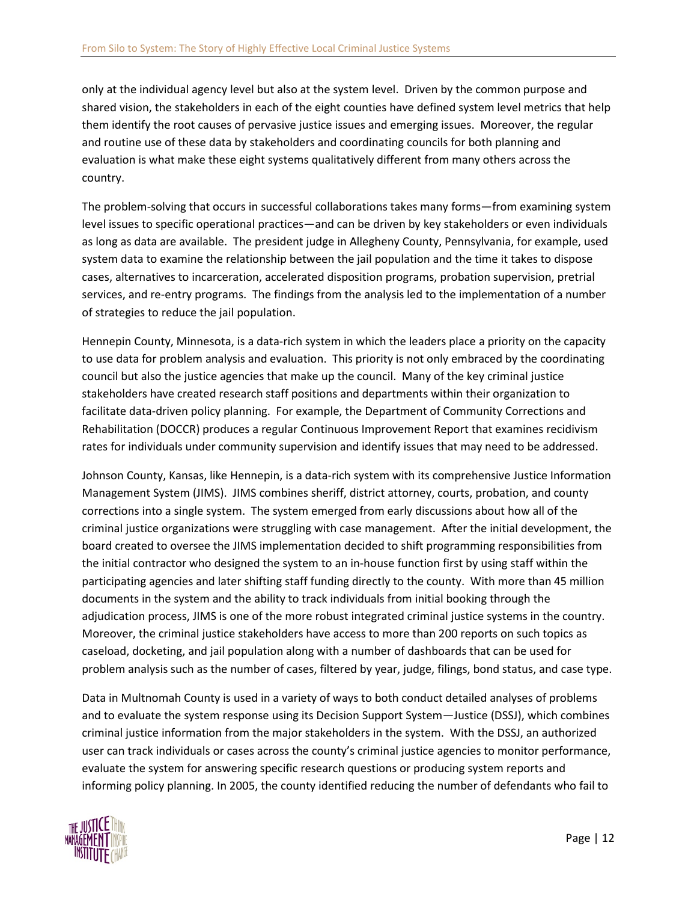only at the individual agency level but also at the system level. Driven by the common purpose and shared vision, the stakeholders in each of the eight counties have defined system level metrics that help them identify the root causes of pervasive justice issues and emerging issues. Moreover, the regular and routine use of these data by stakeholders and coordinating councils for both planning and evaluation is what make these eight systems qualitatively different from many others across the country.

The problem-solving that occurs in successful collaborations takes many forms—from examining system level issues to specific operational practices—and can be driven by key stakeholders or even individuals as long as data are available. The president judge in Allegheny County, Pennsylvania, for example, used system data to examine the relationship between the jail population and the time it takes to dispose cases, alternatives to incarceration, accelerated disposition programs, probation supervision, pretrial services, and re-entry programs. The findings from the analysis led to the implementation of a number of strategies to reduce the jail population.

Hennepin County, Minnesota, is a data-rich system in which the leaders place a priority on the capacity to use data for problem analysis and evaluation. This priority is not only embraced by the coordinating council but also the justice agencies that make up the council. Many of the key criminal justice stakeholders have created research staff positions and departments within their organization to facilitate data-driven policy planning. For example, the Department of Community Corrections and Rehabilitation (DOCCR) produces a regular Continuous Improvement Report that examines recidivism rates for individuals under community supervision and identify issues that may need to be addressed.

Johnson County, Kansas, like Hennepin, is a data-rich system with its comprehensive Justice Information Management System (JIMS). JIMS combines sheriff, district attorney, courts, probation, and county corrections into a single system. The system emerged from early discussions about how all of the criminal justice organizations were struggling with case management. After the initial development, the board created to oversee the JIMS implementation decided to shift programming responsibilities from the initial contractor who designed the system to an in-house function first by using staff within the participating agencies and later shifting staff funding directly to the county. With more than 45 million documents in the system and the ability to track individuals from initial booking through the adjudication process, JIMS is one of the more robust integrated criminal justice systems in the country. Moreover, the criminal justice stakeholders have access to more than 200 reports on such topics as caseload, docketing, and jail population along with a number of dashboards that can be used for problem analysis such as the number of cases, filtered by year, judge, filings, bond status, and case type.

Data in Multnomah County is used in a variety of ways to both conduct detailed analyses of problems and to evaluate the system response using its Decision Support System—Justice (DSSJ), which combines criminal justice information from the major stakeholders in the system. With the DSSJ, an authorized user can track individuals or cases across the county's criminal justice agencies to monitor performance, evaluate the system for answering specific research questions or producing system reports and informing policy planning. In 2005, the county identified reducing the number of defendants who fail to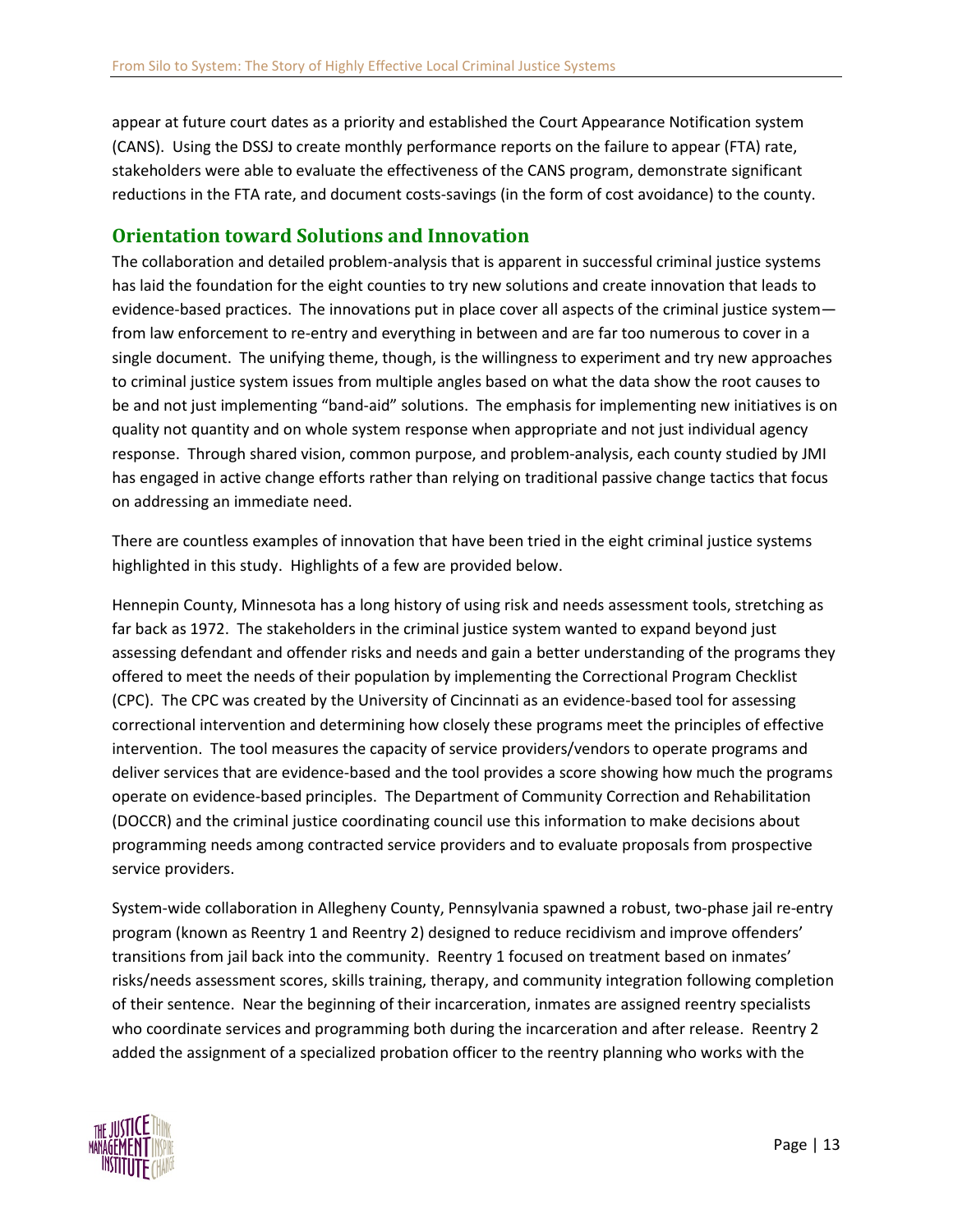appear at future court dates as a priority and established the Court Appearance Notification system (CANS). Using the DSSJ to create monthly performance reports on the failure to appear (FTA) rate, stakeholders were able to evaluate the effectiveness of the CANS program, demonstrate significant reductions in the FTA rate, and document costs-savings (in the form of cost avoidance) to the county.

## Orientation toward Solutions and Innovation

The collaboration and detailed problem-analysis that is apparent in successful criminal justice systems has laid the foundation for the eight counties to try new solutions and create innovation that leads to evidence-based practices. The innovations put in place cover all aspects of the criminal justice system—from law enforcement to re-entry and everything in between and are far too numerous to cover in a single document. The unifying theme, though, is the willingness to experiment and try new approaches to criminal justice system issues from multiple angles based on what the data show the root causes to be and not just implementing "band-aid" solutions. The emphasis for implementing new initiatives is on quality not quantity and on whole system response when appropriate and not just individual agency response. Through shared vision, common purpose, and problem-analysis, each county studied by JMI has engaged in active change efforts rather than relying on traditional passive change tactics that focus on addressing an immediate need.

There are countless examples of innovation that have been tried in the eight criminal justice systems highlighted in this study. Highlights of a few are provided below.

Hennepin County, Minnesota has a long history of using risk and needs assessment tools, stretching as far back as 1972. The stakeholders in the criminal justice system wanted to expand beyond just assessing defendant and offender risks and needs and gain a better understanding of the programs they offered to meet the needs of their population by implementing the Correctional Program Checklist (CPC). The CPC was created by the University of Cincinnati as an evidence-based tool for assessing correctional intervention and determining how closely these programs meet the principles of effective intervention. The tool measures the capacity of service providers/vendors to operate programs and deliver services that are evidence-based and the tool provides a score showing how much the programs operate on evidence-based principles. The Department of Community Correction and Rehabilitation (DOCCR) and the criminal justice coordinating council use this information to make decisions about programming needs among contracted service providers and to evaluate proposals from prospective service providers.

System-wide collaboration in Allegheny County, Pennsylvania spawned a robust, two-phase jail re-entry program (known as Reentry 1 and Reentry 2) designed to reduce recidivism and improve offenders' transitions from jail back into the community. Reentry 1 focused on treatment based on inmates' risks/needs assessment scores, skills training, therapy, and community integration following completion of their sentence. Near the beginning of their incarceration, inmates are assigned reentry specialists who coordinate services and programming both during the incarceration and after release. Reentry 2 added the assignment of a specialized probation officer to the reentry planning who works with the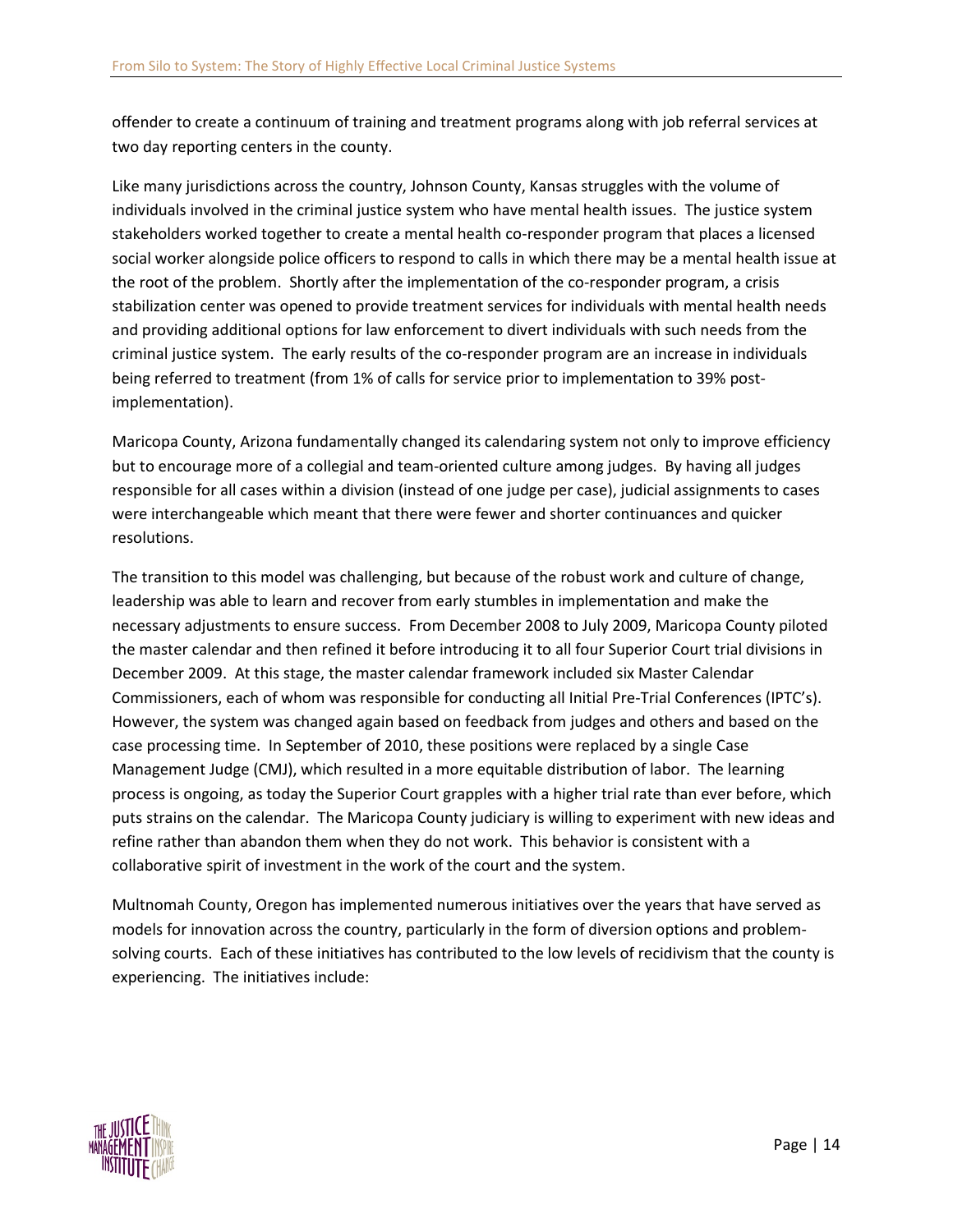offender to create a continuum of training and treatment programs along with job referral services at two day reporting centers in the county.

Like many jurisdictions across the country, Johnson County, Kansas struggles with the volume of individuals involved in the criminal justice system who have mental health issues. The justice system stakeholders worked together to create a mental health co-responder program that places a licensed social worker alongside police officers to respond to calls in which there may be a mental health issue at the root of the problem. Shortly after the implementation of the co-responder program, a crisis stabilization center was opened to provide treatment services for individuals with mental health needs and providing additional options for law enforcement to divert individuals with such needs from the criminal justice system. The early results of the co-responder program are an increase in individuals being referred to treatment (from 1% of calls for service prior to implementation to 39% post-implementation).

Maricopa County, Arizona fundamentally changed its calendaring system not only to improve efficiency but to encourage more of a collegial and team-oriented culture among judges. By having all judges responsible for all cases within a division (instead of one judge per case), judicial assignments to cases were interchangeable which meant that there were fewer and shorter continuances and quicker resolutions.

The transition to this model was challenging, but because of the robust work and culture of change, leadership was able to learn and recover from early stumbles in implementation and make the necessary adjustments to ensure success. From December 2008 to July 2009, Maricopa County piloted the master calendar and then refined it before introducing it to all four Superior Court trial divisions in December 2009. At this stage, the master calendar framework included six Master Calendar Commissioners, each of whom was responsible for conducting all Initial Pre-Trial Conferences (IPTC's). However, the system was changed again based on feedback from judges and others and based on the case processing time. In September of 2010, these positions were replaced by a single Case Management Judge (CMJ), which resulted in a more equitable distribution of labor. The learning process is ongoing, as today the Superior Court grapples with a higher trial rate than ever before, which puts strains on the calendar. The Maricopa County judiciary is willing to experiment with new ideas and refine rather than abandon them when they do not work. This behavior is consistent with a collaborative spirit of investment in the work of the court and the system.

Multnomah County, Oregon has implemented numerous initiatives over the years that have served as models for innovation across the country, particularly in the form of diversion options and problem-solving courts. Each of these initiatives has contributed to the low levels of recidivism that the county is experiencing. The initiatives include: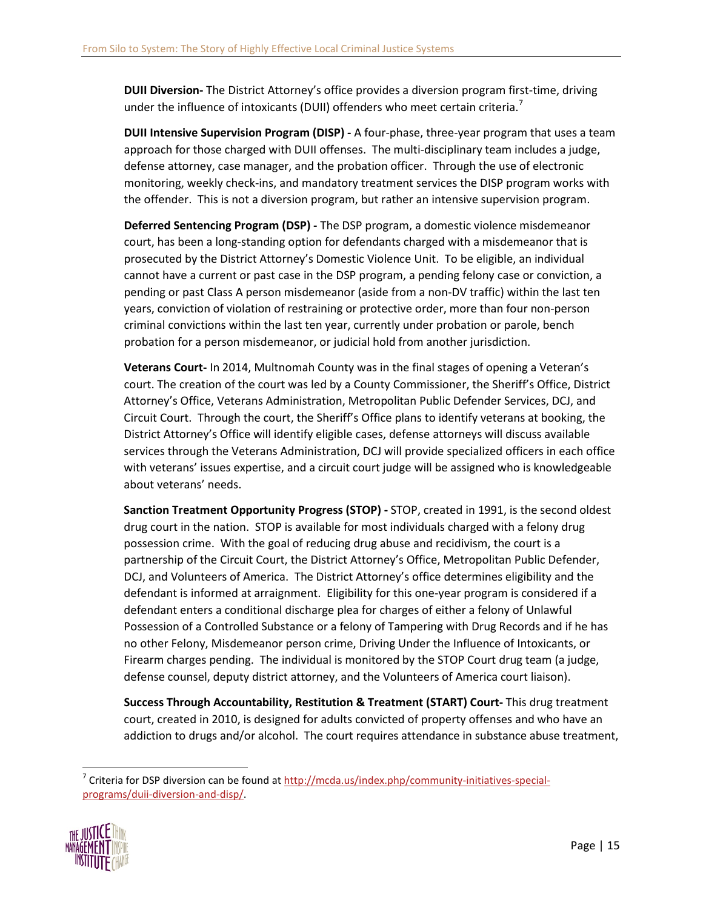**DUII Diversion-** The District Attorney's office provides a diversion program first-time, driving under the influence of intoxicants (DUII) offenders who meet certain criteria.[7]

**DUII Intensive Supervision Program (DISP) -** A four-phase, three-year program that uses a team approach for those charged with DUII offenses. The multi-disciplinary team includes a judge, defense attorney, case manager, and the probation officer. Through the use of electronic monitoring, weekly check-ins, and mandatory treatment services the DISP program works with the offender. This is not a diversion program, but rather an intensive supervision program.

**Deferred Sentencing Program (DSP) -** The DSP program, a domestic violence misdemeanor court, has been a long-standing option for defendants charged with a misdemeanor that is prosecuted by the District Attorney's Domestic Violence Unit. To be eligible, an individual cannot have a current or past case in the DSP program, a pending felony case or conviction, a pending or past Class A person misdemeanor (aside from a non-DV traffic) within the last ten years, conviction of violation of restraining or protective order, more than four non-person criminal convictions within the last ten year, currently under probation or parole, bench probation for a person misdemeanor, or judicial hold from another jurisdiction.

**Veterans Court-** In 2014, Multnomah County was in the final stages of opening a Veteran's court. The creation of the court was led by a County Commissioner, the Sheriff's Office, District Attorney's Office, Veterans Administration, Metropolitan Public Defender Services, DCJ, and Circuit Court. Through the court, the Sheriff's Office plans to identify veterans at booking, the District Attorney's Office will identify eligible cases, defense attorneys will discuss available services through the Veterans Administration, DCJ will provide specialized officers in each office with veterans' issues expertise, and a circuit court judge will be assigned who is knowledgeable about veterans' needs.

**Sanction Treatment Opportunity Progress (STOP) -** STOP, created in 1991, is the second oldest drug court in the nation. STOP is available for most individuals charged with a felony drug possession crime. With the goal of reducing drug abuse and recidivism, the court is a partnership of the Circuit Court, the District Attorney's Office, Metropolitan Public Defender, DCJ, and Volunteers of America. The District Attorney's office determines eligibility and the defendant is informed at arraignment. Eligibility for this one-year program is considered if a defendant enters a conditional discharge plea for charges of either a felony of Unlawful Possession of a Controlled Substance or a felony of Tampering with Drug Records and if he has no other Felony, Misdemeanor person crime, Driving Under the Influence of Intoxicants, or Firearm charges pending. The individual is monitored by the STOP Court drug team (a judge, defense counsel, deputy district attorney, and the Volunteers of America court liaison).

**Success Through Accountability, Restitution & Treatment (START) Court-** This drug treatment court, created in 2010, is designed for adults convicted of property offenses and who have an addiction to drugs and/or alcohol. The court requires attendance in substance abuse treatment,

---

[7] Criteria for DSP diversion can be found at http://mcda.us/index.php/community-initiatives-special-programs/duii-diversion-and-disp/.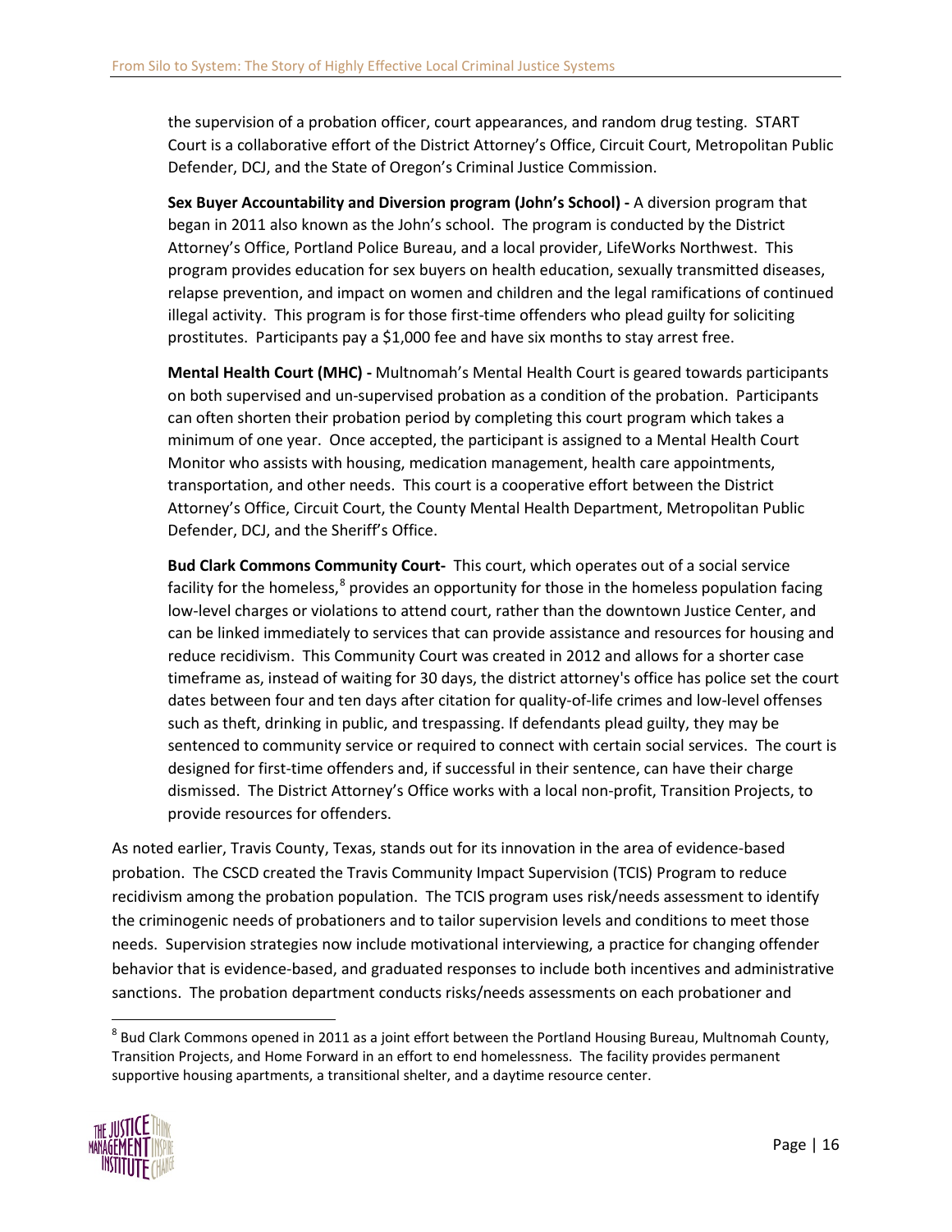the supervision of a probation officer, court appearances, and random drug testing. START Court is a collaborative effort of the District Attorney's Office, Circuit Court, Metropolitan Public Defender, DCJ, and the State of Oregon's Criminal Justice Commission.

**Sex Buyer Accountability and Diversion program (John's School) -** A diversion program that began in 2011 also known as the John's school. The program is conducted by the District Attorney's Office, Portland Police Bureau, and a local provider, LifeWorks Northwest. This program provides education for sex buyers on health education, sexually transmitted diseases, relapse prevention, and impact on women and children and the legal ramifications of continued illegal activity. This program is for those first-time offenders who plead guilty for soliciting prostitutes. Participants pay a $1,000 fee and have six months to stay arrest free.

**Mental Health Court (MHC) -** Multnomah's Mental Health Court is geared towards participants on both supervised and un-supervised probation as a condition of the probation. Participants can often shorten their probation period by completing this court program which takes a minimum of one year. Once accepted, the participant is assigned to a Mental Health Court Monitor who assists with housing, medication management, health care appointments, transportation, and other needs. This court is a cooperative effort between the District Attorney's Office, Circuit Court, the County Mental Health Department, Metropolitan Public Defender, DCJ, and the Sheriff's Office.

**Bud Clark Commons Community Court-** This court, which operates out of a social service facility for the homeless,[8] provides an opportunity for those in the homeless population facing low-level charges or violations to attend court, rather than the downtown Justice Center, and can be linked immediately to services that can provide assistance and resources for housing and reduce recidivism. This Community Court was created in 2012 and allows for a shorter case timeframe as, instead of waiting for 30 days, the district attorney's office has police set the court dates between four and ten days after citation for quality-of-life crimes and low-level offenses such as theft, drinking in public, and trespassing. If defendants plead guilty, they may be sentenced to community service or required to connect with certain social services. The court is designed for first-time offenders and, if successful in their sentence, can have their charge dismissed. The District Attorney's Office works with a local non-profit, Transition Projects, to provide resources for offenders.

As noted earlier, Travis County, Texas, stands out for its innovation in the area of evidence-based probation. The CSCD created the Travis Community Impact Supervision (TCIS) Program to reduce recidivism among the probation population. The TCIS program uses risk/needs assessment to identify the criminogenic needs of probationers and to tailor supervision levels and conditions to meet those needs. Supervision strategies now include motivational interviewing, a practice for changing offender behavior that is evidence-based, and graduated responses to include both incentives and administrative sanctions. The probation department conducts risks/needs assessments on each probationer and

[8] Bud Clark Commons opened in 2011 as a joint effort between the Portland Housing Bureau, Multnomah County, Transition Projects, and Home Forward in an effort to end homelessness. The facility provides permanent supportive housing apartments, a transitional shelter, and a daytime resource center.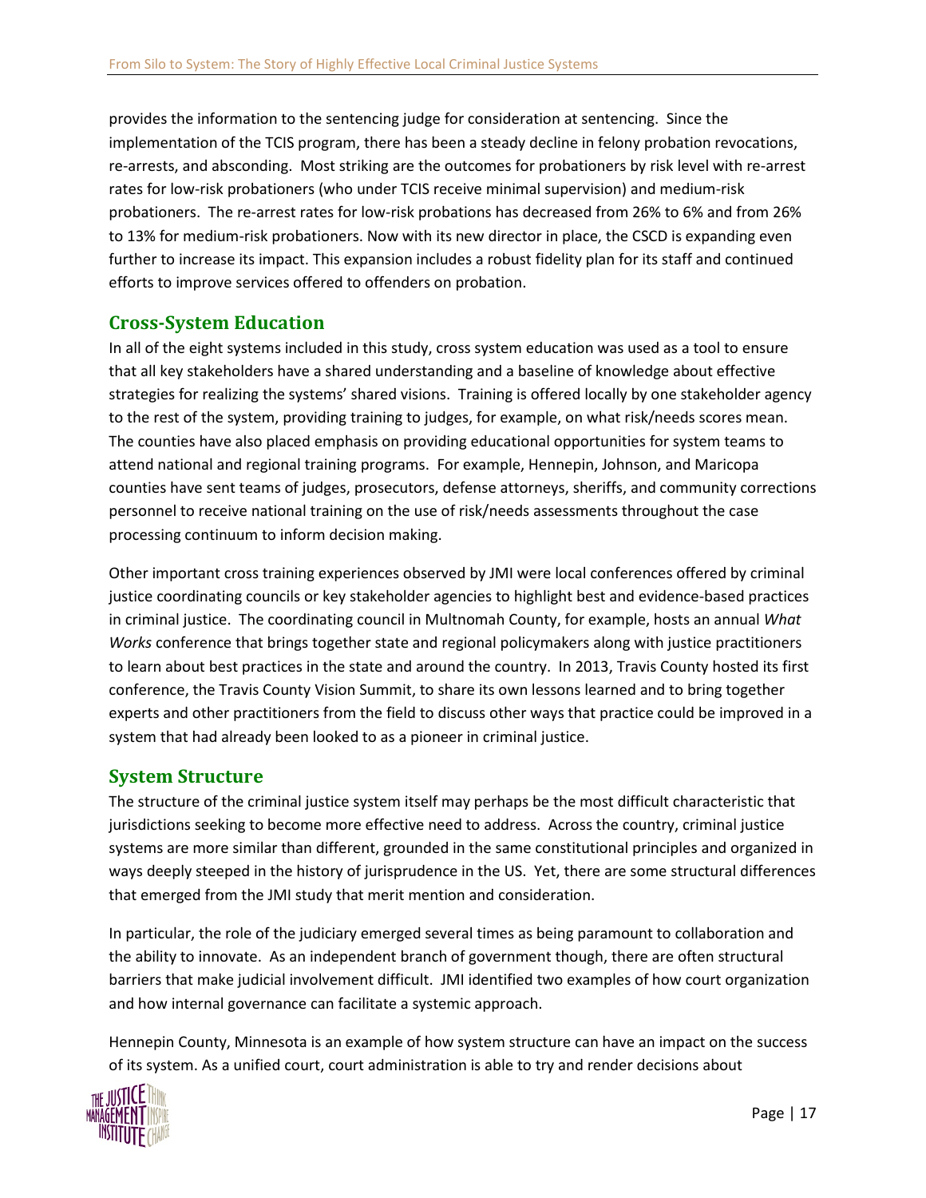provides the information to the sentencing judge for consideration at sentencing. Since the implementation of the TCIS program, there has been a steady decline in felony probation revocations, re-arrests, and absconding. Most striking are the outcomes for probationers by risk level with re-arrest rates for low-risk probationers (who under TCIS receive minimal supervision) and medium-risk probationers. The re-arrest rates for low-risk probations has decreased from 26% to 6% and from 26% to 13% for medium-risk probationers. Now with its new director in place, the CSCD is expanding even further to increase its impact. This expansion includes a robust fidelity plan for its staff and continued efforts to improve services offered to offenders on probation.

## Cross-System Education

In all of the eight systems included in this study, cross system education was used as a tool to ensure that all key stakeholders have a shared understanding and a baseline of knowledge about effective strategies for realizing the systems' shared visions. Training is offered locally by one stakeholder agency to the rest of the system, providing training to judges, for example, on what risk/needs scores mean. The counties have also placed emphasis on providing educational opportunities for system teams to attend national and regional training programs. For example, Hennepin, Johnson, and Maricopa counties have sent teams of judges, prosecutors, defense attorneys, sheriffs, and community corrections personnel to receive national training on the use of risk/needs assessments throughout the case processing continuum to inform decision making.

Other important cross training experiences observed by JMI were local conferences offered by criminal justice coordinating councils or key stakeholder agencies to highlight best and evidence-based practices in criminal justice. The coordinating council in Multnomah County, for example, hosts an annual *What Works* conference that brings together state and regional policymakers along with justice practitioners to learn about best practices in the state and around the country. In 2013, Travis County hosted its first conference, the Travis County Vision Summit, to share its own lessons learned and to bring together experts and other practitioners from the field to discuss other ways that practice could be improved in a system that had already been looked to as a pioneer in criminal justice.

## System Structure

The structure of the criminal justice system itself may perhaps be the most difficult characteristic that jurisdictions seeking to become more effective need to address. Across the country, criminal justice systems are more similar than different, grounded in the same constitutional principles and organized in ways deeply steeped in the history of jurisprudence in the US. Yet, there are some structural differences that emerged from the JMI study that merit mention and consideration.

In particular, the role of the judiciary emerged several times as being paramount to collaboration and the ability to innovate. As an independent branch of government though, there are often structural barriers that make judicial involvement difficult. JMI identified two examples of how court organization and how internal governance can facilitate a systemic approach.

Hennepin County, Minnesota is an example of how system structure can have an impact on the success of its system. As a unified court, court administration is able to try and render decisions about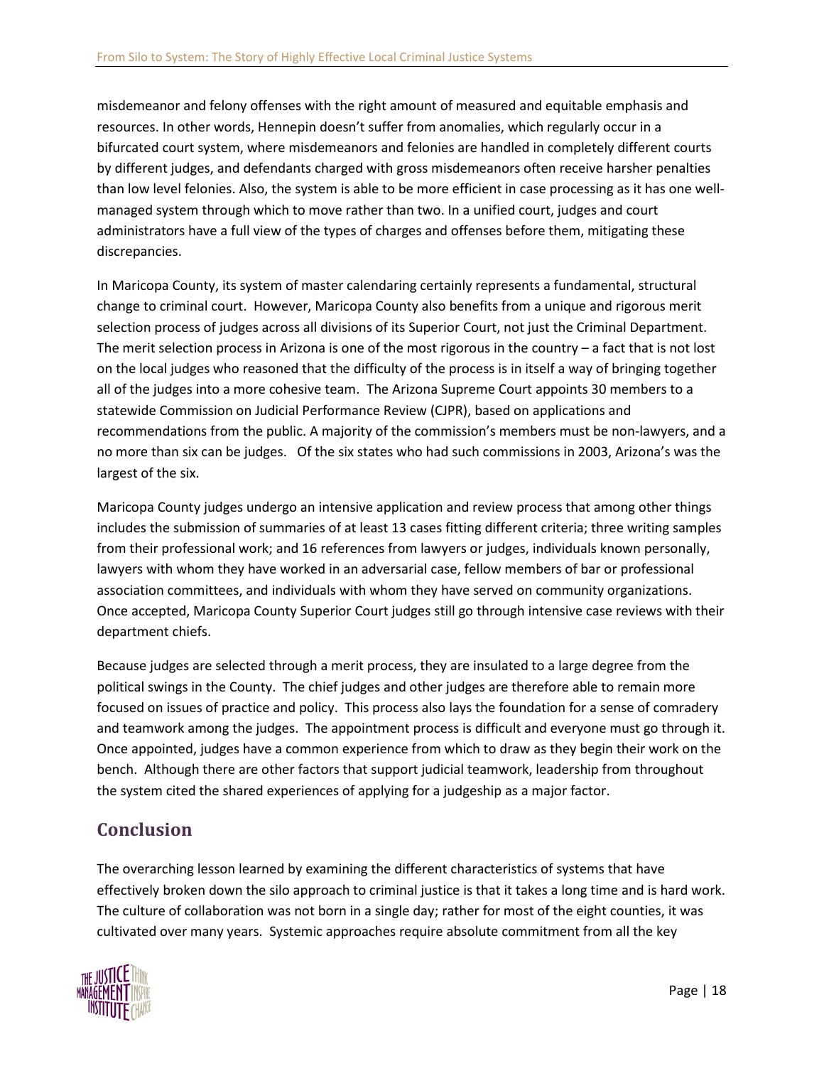misdemeanor and felony offenses with the right amount of measured and equitable emphasis and resources. In other words, Hennepin doesn't suffer from anomalies, which regularly occur in a bifurcated court system, where misdemeanors and felonies are handled in completely different courts by different judges, and defendants charged with gross misdemeanors often receive harsher penalties than low level felonies. Also, the system is able to be more efficient in case processing as it has one well-managed system through which to move rather than two. In a unified court, judges and court administrators have a full view of the types of charges and offenses before them, mitigating these discrepancies.

In Maricopa County, its system of master calendaring certainly represents a fundamental, structural change to criminal court. However, Maricopa County also benefits from a unique and rigorous merit selection process of judges across all divisions of its Superior Court, not just the Criminal Department. The merit selection process in Arizona is one of the most rigorous in the country – a fact that is not lost on the local judges who reasoned that the difficulty of the process is in itself a way of bringing together all of the judges into a more cohesive team. The Arizona Supreme Court appoints 30 members to a statewide Commission on Judicial Performance Review (CJPR), based on applications and recommendations from the public. A majority of the commission's members must be non-lawyers, and a no more than six can be judges. Of the six states who had such commissions in 2003, Arizona's was the largest of the six.

Maricopa County judges undergo an intensive application and review process that among other things includes the submission of summaries of at least 13 cases fitting different criteria; three writing samples from their professional work; and 16 references from lawyers or judges, individuals known personally, lawyers with whom they have worked in an adversarial case, fellow members of bar or professional association committees, and individuals with whom they have served on community organizations. Once accepted, Maricopa County Superior Court judges still go through intensive case reviews with their department chiefs.

Because judges are selected through a merit process, they are insulated to a large degree from the political swings in the County. The chief judges and other judges are therefore able to remain more focused on issues of practice and policy. This process also lays the foundation for a sense of comradery and teamwork among the judges. The appointment process is difficult and everyone must go through it. Once appointed, judges have a common experience from which to draw as they begin their work on the bench. Although there are other factors that support judicial teamwork, leadership from throughout the system cited the shared experiences of applying for a judgeship as a major factor.

## Conclusion

The overarching lesson learned by examining the different characteristics of systems that have effectively broken down the silo approach to criminal justice is that it takes a long time and is hard work. The culture of collaboration was not born in a single day; rather for most of the eight counties, it was cultivated over many years. Systemic approaches require absolute commitment from all the key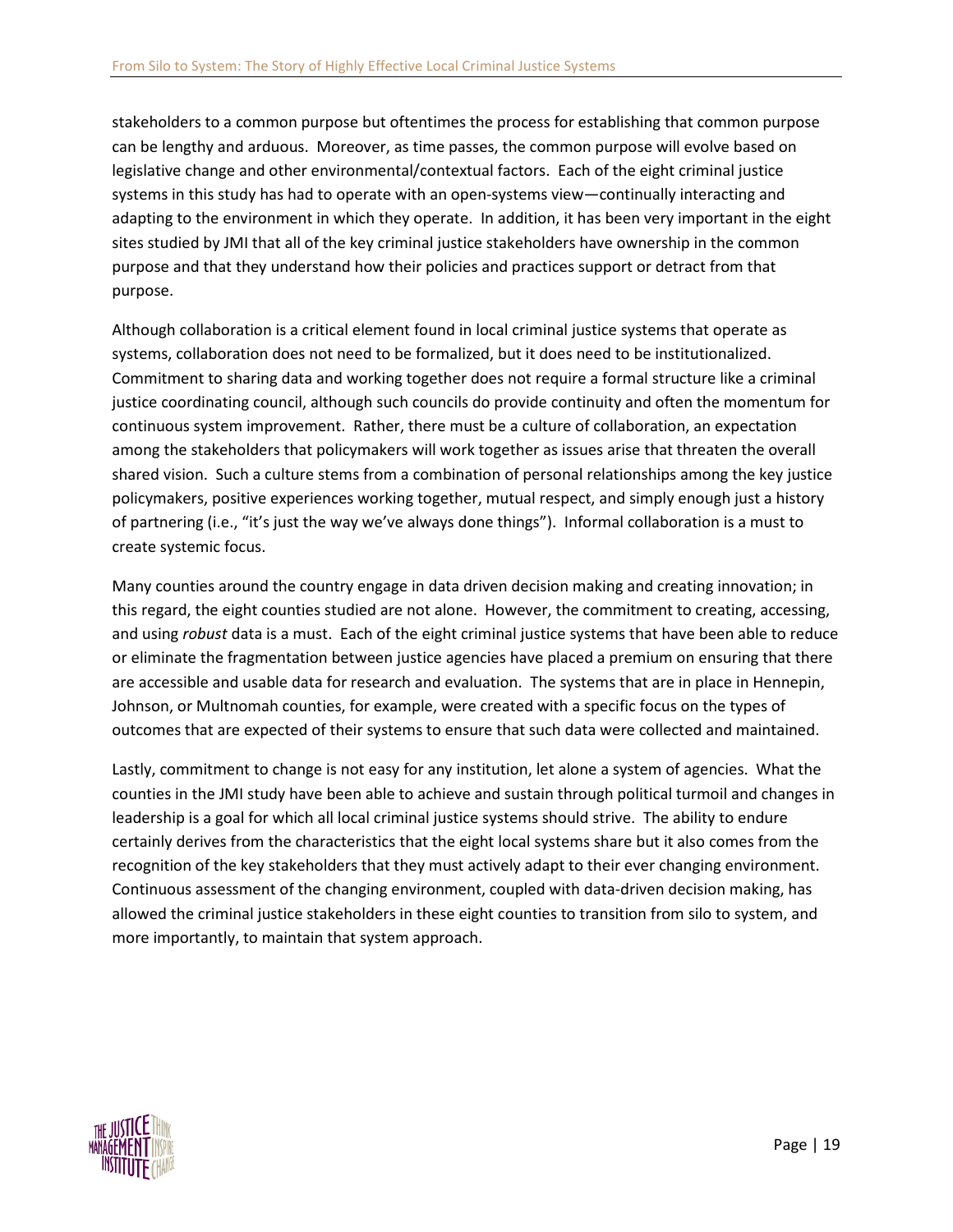stakeholders to a common purpose but oftentimes the process for establishing that common purpose can be lengthy and arduous. Moreover, as time passes, the common purpose will evolve based on legislative change and other environmental/contextual factors. Each of the eight criminal justice systems in this study has had to operate with an open-systems view—continually interacting and adapting to the environment in which they operate. In addition, it has been very important in the eight sites studied by JMI that all of the key criminal justice stakeholders have ownership in the common purpose and that they understand how their policies and practices support or detract from that purpose.

Although collaboration is a critical element found in local criminal justice systems that operate as systems, collaboration does not need to be formalized, but it does need to be institutionalized. Commitment to sharing data and working together does not require a formal structure like a criminal justice coordinating council, although such councils do provide continuity and often the momentum for continuous system improvement. Rather, there must be a culture of collaboration, an expectation among the stakeholders that policymakers will work together as issues arise that threaten the overall shared vision. Such a culture stems from a combination of personal relationships among the key justice policymakers, positive experiences working together, mutual respect, and simply enough just a history of partnering (i.e., "it's just the way we've always done things"). Informal collaboration is a must to create systemic focus.

Many counties around the country engage in data driven decision making and creating innovation; in this regard, the eight counties studied are not alone. However, the commitment to creating, accessing, and using *robust* data is a must. Each of the eight criminal justice systems that have been able to reduce or eliminate the fragmentation between justice agencies have placed a premium on ensuring that there are accessible and usable data for research and evaluation. The systems that are in place in Hennepin, Johnson, or Multnomah counties, for example, were created with a specific focus on the types of outcomes that are expected of their systems to ensure that such data were collected and maintained.

Lastly, commitment to change is not easy for any institution, let alone a system of agencies. What the counties in the JMI study have been able to achieve and sustain through political turmoil and changes in leadership is a goal for which all local criminal justice systems should strive. The ability to endure certainly derives from the characteristics that the eight local systems share but it also comes from the recognition of the key stakeholders that they must actively adapt to their ever changing environment. Continuous assessment of the changing environment, coupled with data-driven decision making, has allowed the criminal justice stakeholders in these eight counties to transition from silo to system, and more importantly, to maintain that system approach.